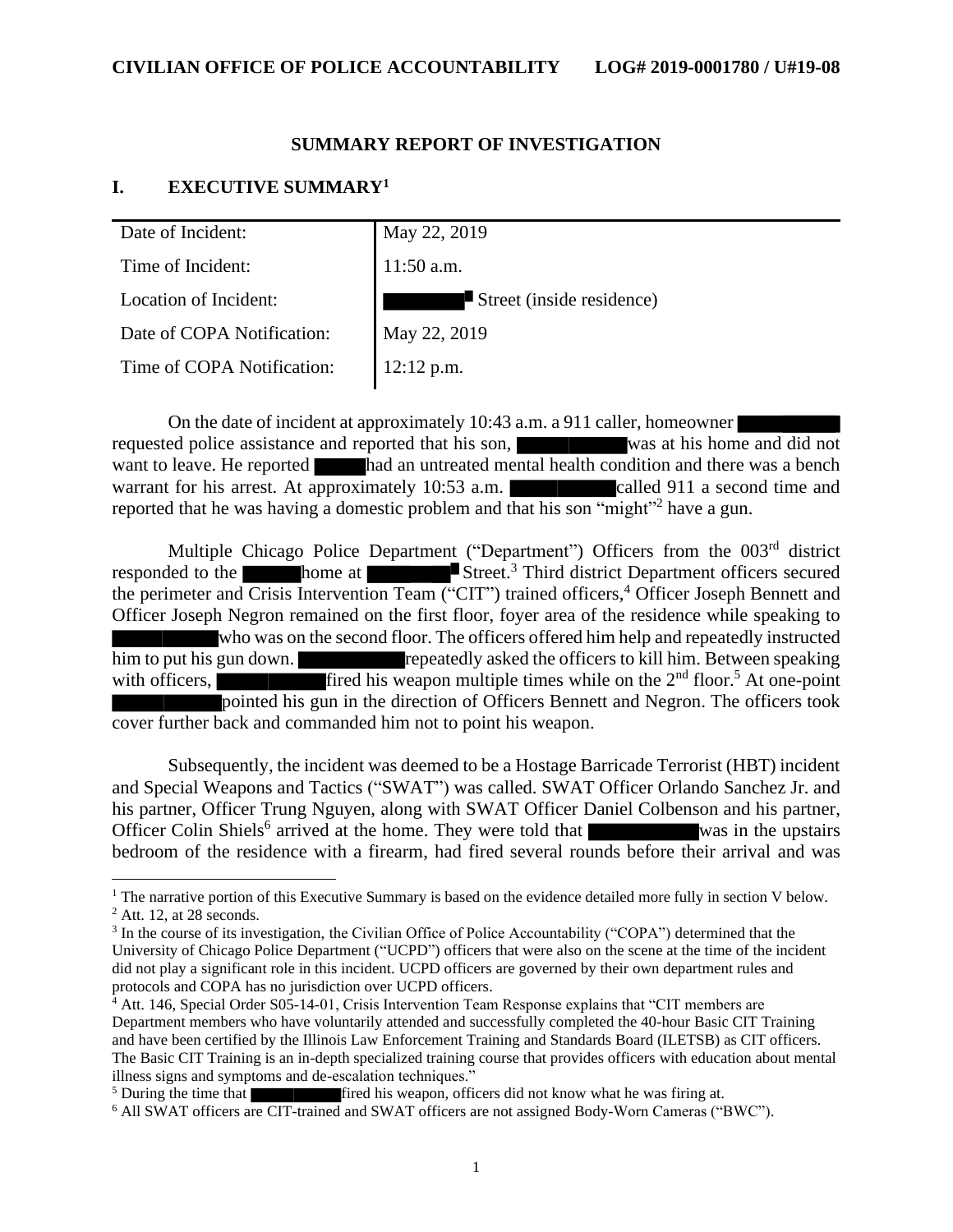**CIVILIAN OFFICE OF POLICE ACCOUNTABILITY LOG# 2019-0001780 / U#19-08**

## SUMMARY REPORT OF INVESTIGATION

## I. EXECUTIVE SUMMARY[1]

| | |
|---|---|
| Date of Incident: | May 22, 2019 |
| Time of Incident: | 11:50 a.m. |
| Location of Incident: | ████████ Street (inside residence) |
| Date of COPA Notification: | May 22, 2019 |
| Time of COPA Notification: | 12:12 p.m. |

On the date of incident at approximately 10:43 a.m. a 911 caller, homeowner ██████████ requested police assistance and reported that his son, ██████████ was at his home and did not want to leave. He reported █████ had an untreated mental health condition and there was a bench warrant for his arrest. At approximately 10:53 a.m. ██████████ called 911 a second time and reported that he was having a domestic problem and that his son "might"[2] have a gun.

Multiple Chicago Police Department ("Department") Officers from the 003rd district responded to the ██████ home at ████████ Street.[3] Third district Department officers secured the perimeter and Crisis Intervention Team ("CIT") trained officers,[4] Officer Joseph Bennett and Officer Joseph Negron remained on the first floor, foyer area of the residence while speaking to ██████████ who was on the second floor. The officers offered him help and repeatedly instructed him to put his gun down. ███████████ repeatedly asked the officers to kill him. Between speaking with officers, ██████████ fired his weapon multiple times while on the 2nd floor.[5] At one-point ██████████ pointed his gun in the direction of Officers Bennett and Negron. The officers took cover further back and commanded him not to point his weapon.

Subsequently, the incident was deemed to be a Hostage Barricade Terrorist (HBT) incident and Special Weapons and Tactics ("SWAT") was called. SWAT Officer Orlando Sanchez Jr. and his partner, Officer Trung Nguyen, along with SWAT Officer Daniel Colbenson and his partner, Officer Colin Shiels[6] arrived at the home. They were told that ███████████ was in the upstairs bedroom of the residence with a firearm, had fired several rounds before their arrival and was

---

[1] The narrative portion of this Executive Summary is based on the evidence detailed more fully in section V below.

[2] Att. 12, at 28 seconds.

[3] In the course of its investigation, the Civilian Office of Police Accountability ("COPA") determined that the University of Chicago Police Department ("UCPD") officers that were also on the scene at the time of the incident did not play a significant role in this incident. UCPD officers are governed by their own department rules and protocols and COPA has no jurisdiction over UCPD officers.

[4] Att. 146, Special Order S05-14-01, Crisis Intervention Team Response explains that "CIT members are Department members who have voluntarily attended and successfully completed the 40-hour Basic CIT Training and have been certified by the Illinois Law Enforcement Training and Standards Board (ILETSB) as CIT officers. The Basic CIT Training is an in-depth specialized training course that provides officers with education about mental illness signs and symptoms and de-escalation techniques."

[5] During the time that ██████████ fired his weapon, officers did not know what he was firing at.

[6] All SWAT officers are CIT-trained and SWAT officers are not assigned Body-Worn Cameras ("BWC").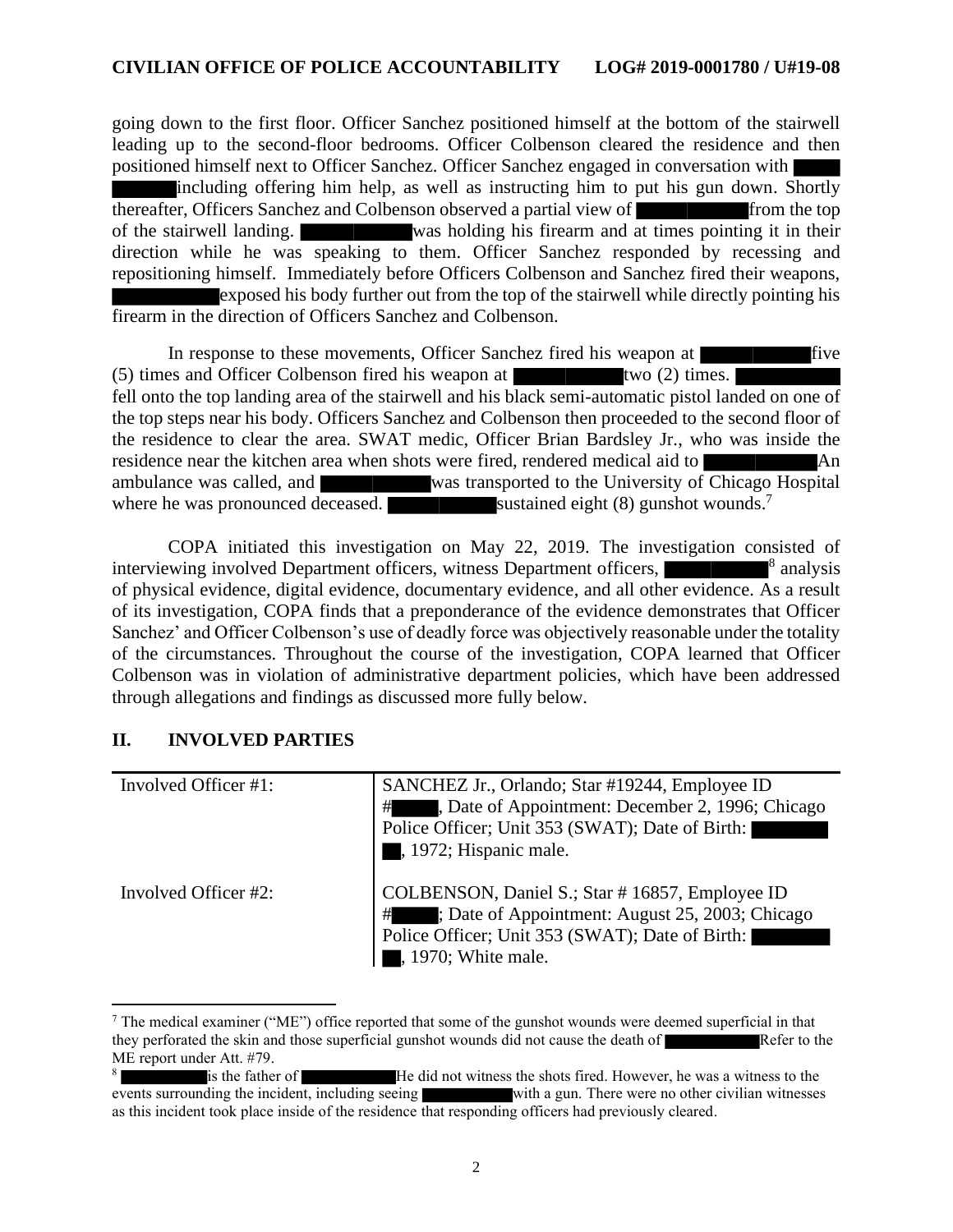going down to the first floor. Officer Sanchez positioned himself at the bottom of the stairwell leading up to the second-floor bedrooms. Officer Colbenson cleared the residence and then positioned himself next to Officer Sanchez. Officer Sanchez engaged in conversation with ██████ including offering him help, as well as instructing him to put his gun down. Shortly thereafter, Officers Sanchez and Colbenson observed a partial view of ██████ from the top of the stairwell landing. ██████ was holding his firearm and at times pointing it in their direction while he was speaking to them. Officer Sanchez responded by recessing and repositioning himself. Immediately before Officers Colbenson and Sanchez fired their weapons, ██████ exposed his body further out from the top of the stairwell while directly pointing his firearm in the direction of Officers Sanchez and Colbenson.

In response to these movements, Officer Sanchez fired his weapon at ██████ five (5) times and Officer Colbenson fired his weapon at ██████ two (2) times. ██████ fell onto the top landing area of the stairwell and his black semi-automatic pistol landed on one of the top steps near his body. Officers Sanchez and Colbenson then proceeded to the second floor of the residence to clear the area. SWAT medic, Officer Brian Bardsley Jr., who was inside the residence near the kitchen area when shots were fired, rendered medical aid to ██████ An ambulance was called, and ██████ was transported to the University of Chicago Hospital where he was pronounced deceased. ██████ sustained eight (8) gunshot wounds.[7]

COPA initiated this investigation on May 22, 2019. The investigation consisted of interviewing involved Department officers, witness Department officers, ██████[8] analysis of physical evidence, digital evidence, documentary evidence, and all other evidence. As a result of its investigation, COPA finds that a preponderance of the evidence demonstrates that Officer Sanchez' and Officer Colbenson's use of deadly force was objectively reasonable under the totality of the circumstances. Throughout the course of the investigation, COPA learned that Officer Colbenson was in violation of administrative department policies, which have been addressed through allegations and findings as discussed more fully below.

## II. INVOLVED PARTIES

| | |
|---|---|
| Involved Officer #1: | SANCHEZ Jr., Orlando; Star #19244, Employee ID #██████, Date of Appointment: December 2, 1996; Chicago Police Officer; Unit 353 (SWAT); Date of Birth: ██████ ██, 1972; Hispanic male. |
| Involved Officer #2: | COLBENSON, Daniel S.; Star # 16857, Employee ID #██████; Date of Appointment: August 25, 2003; Chicago Police Officer; Unit 353 (SWAT); Date of Birth: ██████ ██, 1970; White male. |

---

[7] The medical examiner ("ME") office reported that some of the gunshot wounds were deemed superficial in that they perforated the skin and those superficial gunshot wounds did not cause the death of ██████ Refer to the ME report under Att. #79.

[8] ██████ is the father of ██████ He did not witness the shots fired. However, he was a witness to the events surrounding the incident, including seeing ██████ with a gun. There were no other civilian witnesses as this incident took place inside of the residence that responding officers had previously cleared.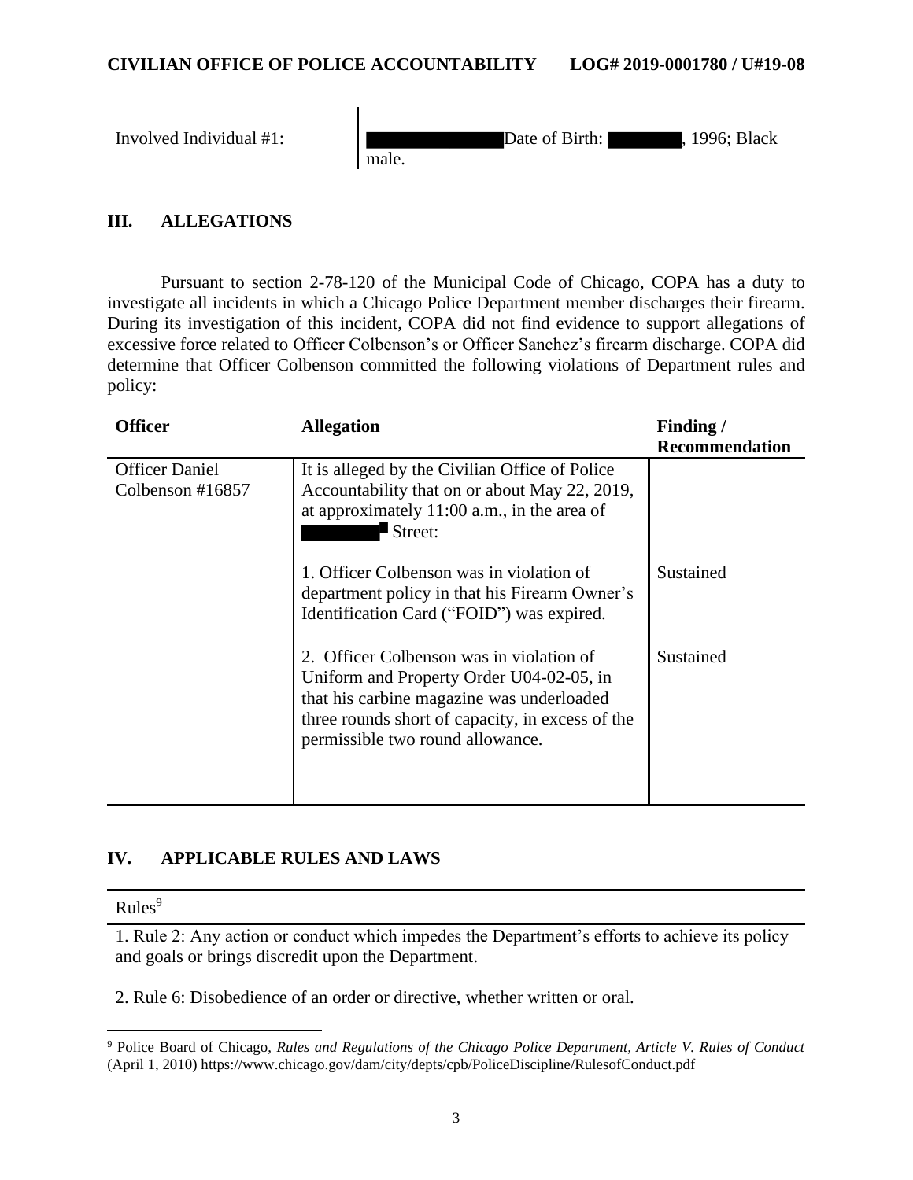| | |
|---|---|
| Involved Individual #1: | Date of Birth: , 1996; Black male. |

## III. ALLEGATIONS

Pursuant to section 2-78-120 of the Municipal Code of Chicago, COPA has a duty to investigate all incidents in which a Chicago Police Department member discharges their firearm. During its investigation of this incident, COPA did not find evidence to support allegations of excessive force related to Officer Colbenson's or Officer Sanchez's firearm discharge. COPA did determine that Officer Colbenson committed the following violations of Department rules and policy:

| Officer | Allegation | Finding / Recommendation |
|---|---|---|
| Officer Daniel Colbenson #16857 | It is alleged by the Civilian Office of Police Accountability that on or about May 22, 2019, at approximately 11:00 a.m., in the area of Street: | |
| | 1. Officer Colbenson was in violation of department policy in that his Firearm Owner's Identification Card ("FOID") was expired. | Sustained |
| | 2. Officer Colbenson was in violation of Uniform and Property Order U04-02-05, in that his carbine magazine was underloaded three rounds short of capacity, in excess of the permissible two round allowance. | Sustained |

## IV. APPLICABLE RULES AND LAWS

| Rules[9] |
|---|
| 1. Rule 2: Any action or conduct which impedes the Department's efforts to achieve its policy and goals or brings discredit upon the Department. |
| 2. Rule 6: Disobedience of an order or directive, whether written or oral. |

[9] Police Board of Chicago, *Rules and Regulations of the Chicago Police Department, Article V. Rules of Conduct* (April 1, 2010) https://www.chicago.gov/dam/city/depts/cpb/PoliceDiscipline/RulesofConduct.pdf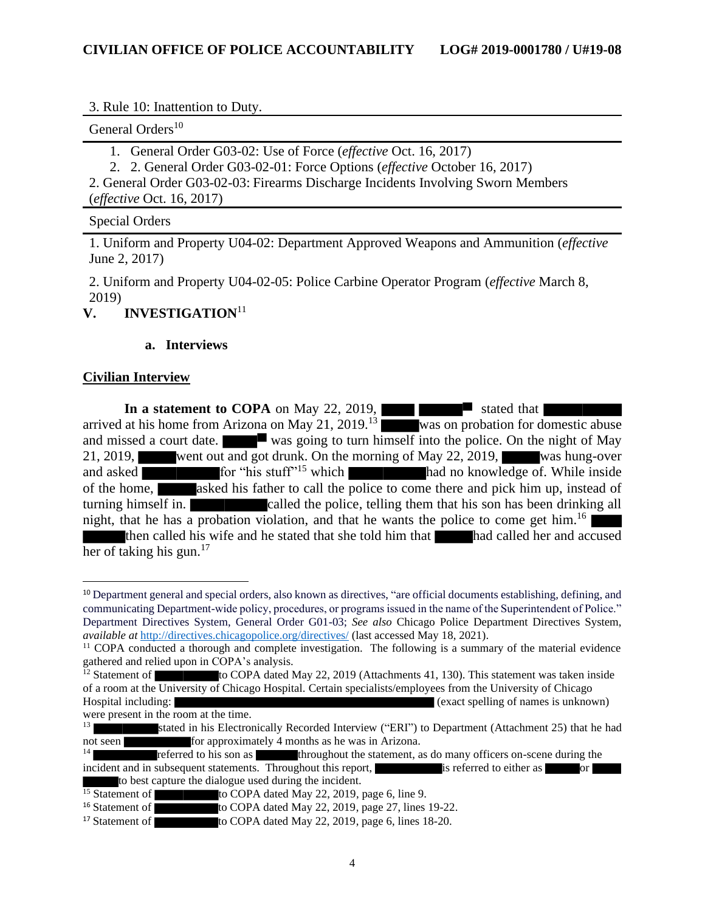3. Rule 10: Inattention to Duty.

General Orders[10]

1. General Order G03-02: Use of Force (*effective* Oct. 16, 2017)
2. 2. General Order G03-02-01: Force Options (*effective* October 16, 2017)

2. General Order G03-02-03: Firearms Discharge Incidents Involving Sworn Members (*effective* Oct. 16, 2017)

Special Orders

1. Uniform and Property U04-02: Department Approved Weapons and Ammunition (*effective* June 2, 2017)

2. Uniform and Property U04-02-05: Police Carbine Operator Program (*effective* March 8, 2019)

## V. INVESTIGATION[11]

### a. Interviews

**Civilian Interview**

**In a statement to COPA** on May 22, 2019, ████ █████[12] stated that ████████ arrived at his home from Arizona on May 21, 2019.[13] █████ was on probation for domestic abuse and missed a court date. █████[14] was going to turn himself into the police. On the night of May 21, 2019, █████ went out and got drunk. On the morning of May 22, 2019, █████ was hung-over and asked █████████ for "his stuff"[15] which █████████ had no knowledge of. While inside of the home, █████ asked his father to call the police to come there and pick him up, instead of turning himself in. █████████ called the police, telling them that his son has been drinking all night, that he has a probation violation, and that he wants the police to come get him.[16] ████ █████ then called his wife and he stated that she told him that █████ had called her and accused her of taking his gun.[17]

---

[10] Department general and special orders, also known as directives, "are official documents establishing, defining, and communicating Department-wide policy, procedures, or programs issued in the name of the Superintendent of Police." Department Directives System, General Order G01-03; *See also* Chicago Police Department Directives System, *available at* http://directives.chicagopolice.org/directives/ (last accessed May 18, 2021).

[11] COPA conducted a thorough and complete investigation. The following is a summary of the material evidence gathered and relied upon in COPA's analysis.

[12] Statement of █████████ to COPA dated May 22, 2019 (Attachments 41, 130). This statement was taken inside of a room at the University of Chicago Hospital. Certain specialists/employees from the University of Chicago Hospital including: ████████████████████████████ (exact spelling of names is unknown) were present in the room at the time.

[13] █████████ stated in his Electronically Recorded Interview ("ERI") to Department (Attachment 25) that he had not seen █████████ for approximately 4 months as he was in Arizona.

[14] █████████ referred to his son as █████ throughout the statement, as do many officers on-scene during the incident and in subsequent statements. Throughout this report, █████████ is referred to either as █████ or █████ to best capture the dialogue used during the incident.

[15] Statement of █████████ to COPA dated May 22, 2019, page 6, line 9.

[16] Statement of █████████ to COPA dated May 22, 2019, page 27, lines 19-22.

[17] Statement of █████████ to COPA dated May 22, 2019, page 6, lines 18-20.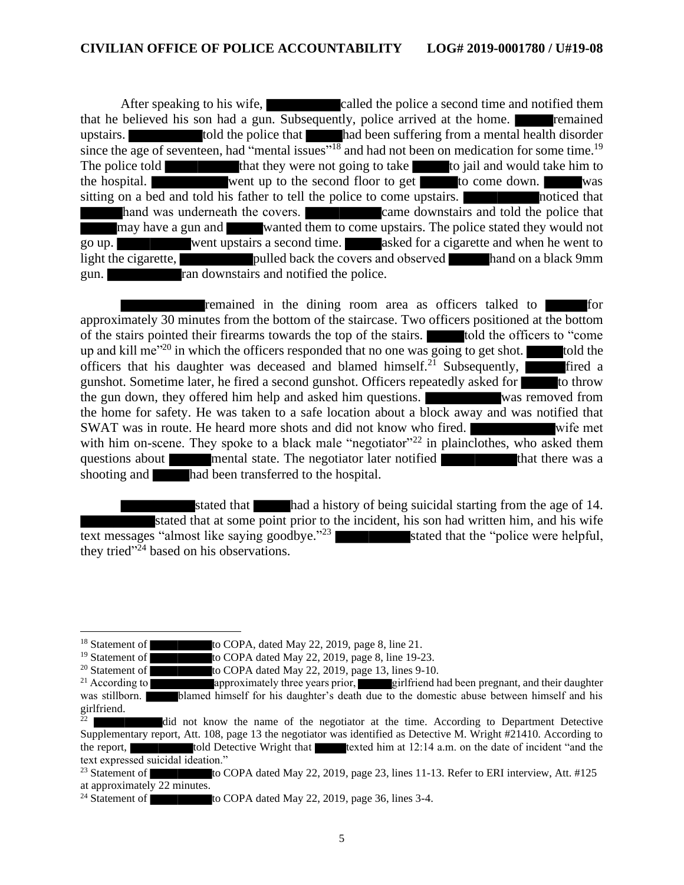After speaking to his wife, ██████ called the police a second time and notified them that he believed his son had a gun. Subsequently, police arrived at the home. ████ remained upstairs. ██████ told the police that ████ had been suffering from a mental health disorder since the age of seventeen, had "mental issues"[18] and had not been on medication for some time.[19] The police told ██████ that they were not going to take ████ to jail and would take him to the hospital. ██████ went up to the second floor to get ████ to come down. ████ was sitting on a bed and told his father to tell the police to come upstairs. ██████ noticed that ████ hand was underneath the covers. ██████ came downstairs and told the police that ████ may have a gun and ████ wanted them to come upstairs. The police stated they would not go up. ██████ went upstairs a second time. ████ asked for a cigarette and when he went to light the cigarette, ██████ pulled back the covers and observed ████ hand on a black 9mm gun. ██████ ran downstairs and notified the police.

██████ remained in the dining room area as officers talked to ████ for approximately 30 minutes from the bottom of the staircase. Two officers positioned at the bottom of the stairs pointed their firearms towards the top of the stairs. ████ told the officers to "come up and kill me"[20] in which the officers responded that no one was going to get shot. ████ told the officers that his daughter was deceased and blamed himself.[21] Subsequently, ████ fired a gunshot. Sometime later, he fired a second gunshot. Officers repeatedly asked for ████ to throw the gun down, they offered him help and asked him questions. ██████ was removed from the home for safety. He was taken to a safe location about a block away and was notified that SWAT was in route. He heard more shots and did not know who fired. ██████ wife met with him on-scene. They spoke to a black male "negotiator"[22] in plainclothes, who asked them questions about ████ mental state. The negotiator later notified ██████ that there was a shooting and ████ had been transferred to the hospital.

██████ stated that ████ had a history of being suicidal starting from the age of 14. ██████ stated that at some point prior to the incident, his son had written him, and his wife text messages "almost like saying goodbye."[23] ██████ stated that the "police were helpful, they tried"[24] based on his observations.

---

[18] Statement of ██████ to COPA, dated May 22, 2019, page 8, line 21.

[19] Statement of ██████ to COPA dated May 22, 2019, page 8, line 19-23.

[20] Statement of ██████ to COPA dated May 22, 2019, page 13, lines 9-10.

[21] According to ██████ approximately three years prior, ████ girlfriend had been pregnant, and their daughter was stillborn. ████ blamed himself for his daughter's death due to the domestic abuse between himself and his girlfriend.

[22] ██████ did not know the name of the negotiator at the time. According to Department Detective Supplementary report, Att. 108, page 13 the negotiator was identified as Detective M. Wright #21410. According to the report, ██████ told Detective Wright that ████ texted him at 12:14 a.m. on the date of incident "and the text expressed suicidal ideation."

[23] Statement of ██████ to COPA dated May 22, 2019, page 23, lines 11-13. Refer to ERI interview, Att. #125 at approximately 22 minutes.

[24] Statement of ██████ to COPA dated May 22, 2019, page 36, lines 3-4.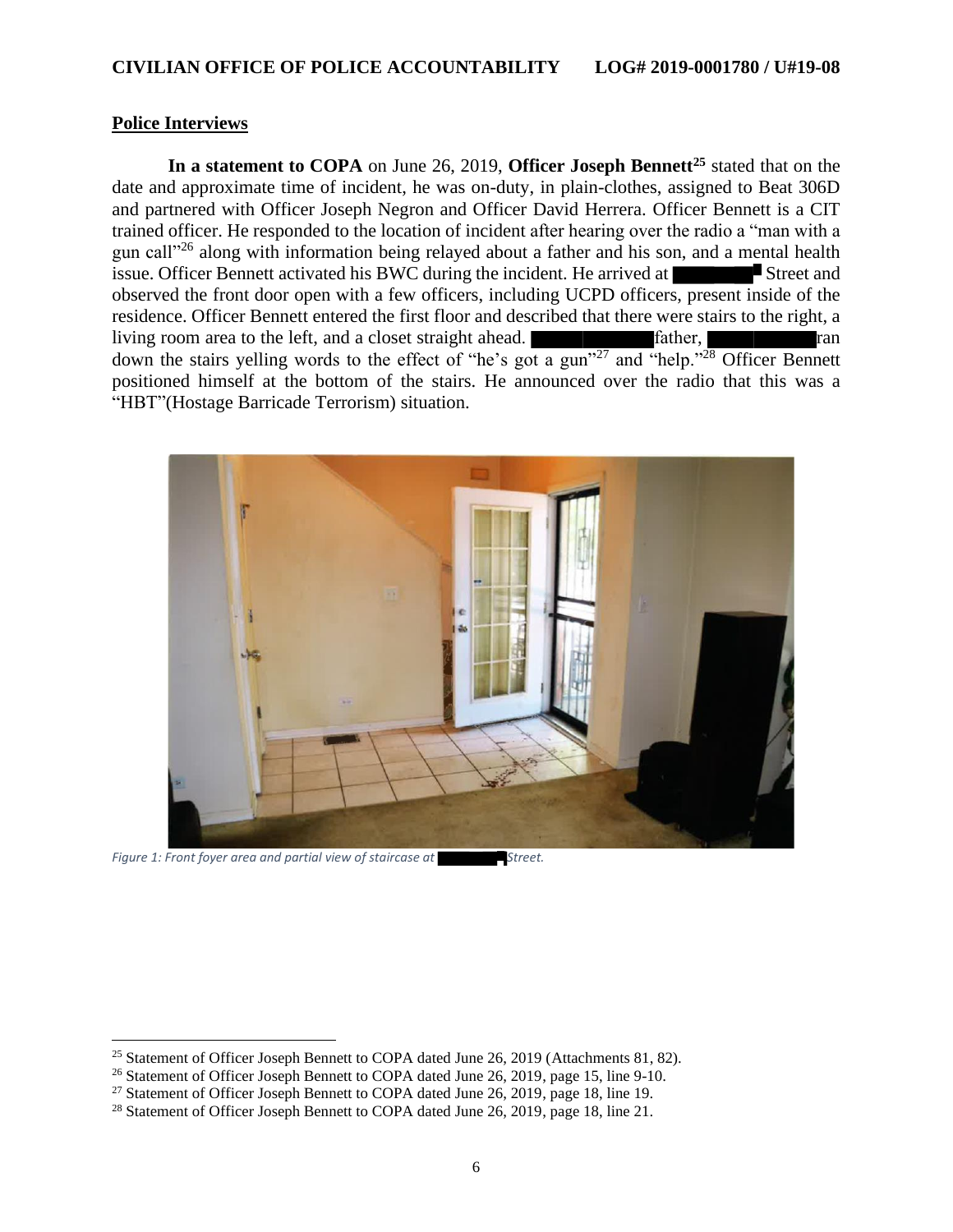## Police Interviews

**In a statement to COPA** on June 26, 2019, **Officer Joseph Bennett**[25] stated that on the date and approximate time of incident, he was on-duty, in plain-clothes, assigned to Beat 306D and partnered with Officer Joseph Negron and Officer David Herrera. Officer Bennett is a CIT trained officer. He responded to the location of incident after hearing over the radio a "man with a gun call"[26] along with information being relayed about a father and his son, and a mental health issue. Officer Bennett activated his BWC during the incident. He arrived at ██████ Street and observed the front door open with a few officers, including UCPD officers, present inside of the residence. Officer Bennett entered the first floor and described that there were stairs to the right, a living room area to the left, and a closet straight ahead. ██████ father, ██████ ran down the stairs yelling words to the effect of "he's got a gun"[27] and "help."[28] Officer Bennett positioned himself at the bottom of the stairs. He announced over the radio that this was a "HBT"(Hostage Barricade Terrorism) situation.

*Figure 1: Front foyer area and partial view of staircase at ██████ Street.*

---

[25] Statement of Officer Joseph Bennett to COPA dated June 26, 2019 (Attachments 81, 82).

[26] Statement of Officer Joseph Bennett to COPA dated June 26, 2019, page 15, line 9-10.

[27] Statement of Officer Joseph Bennett to COPA dated June 26, 2019, page 18, line 19.

[28] Statement of Officer Joseph Bennett to COPA dated June 26, 2019, page 18, line 21.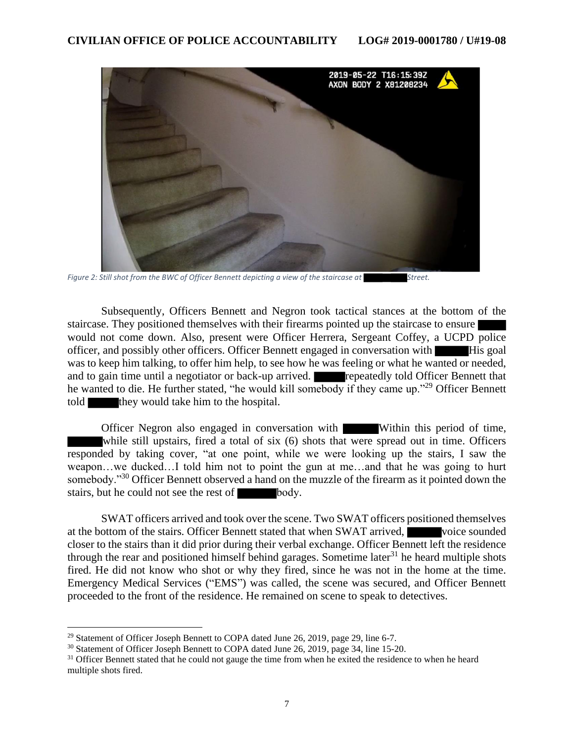Figure 2: Still shot from the BWC of Officer Bennett depicting a view of the staircase at ██████ Street.

Subsequently, Officers Bennett and Negron took tactical stances at the bottom of the staircase. They positioned themselves with their firearms pointed up the staircase to ensure ████ would not come down. Also, present were Officer Herrera, Sergeant Coffey, a UCPD police officer, and possibly other officers. Officer Bennett engaged in conversation with █████ His goal was to keep him talking, to offer him help, to see how he was feeling or what he wanted or needed, and to gain time until a negotiator or back-up arrived. █████ repeatedly told Officer Bennett that he wanted to die. He further stated, "he would kill somebody if they came up."[29] Officer Bennett told █████ they would take him to the hospital.

Officer Negron also engaged in conversation with █████ Within this period of time, █████ while still upstairs, fired a total of six (6) shots that were spread out in time. Officers responded by taking cover, "at one point, while we were looking up the stairs, I saw the weapon…we ducked…I told him not to point the gun at me…and that he was going to hurt somebody."[30] Officer Bennett observed a hand on the muzzle of the firearm as it pointed down the stairs, but he could not see the rest of █████ body.

SWAT officers arrived and took over the scene. Two SWAT officers positioned themselves at the bottom of the stairs. Officer Bennett stated that when SWAT arrived, █████ voice sounded closer to the stairs than it did prior during their verbal exchange. Officer Bennett left the residence through the rear and positioned himself behind garages. Sometime later[31] he heard multiple shots fired. He did not know who shot or why they fired, since he was not in the home at the time. Emergency Medical Services ("EMS") was called, the scene was secured, and Officer Bennett proceeded to the front of the residence. He remained on scene to speak to detectives.

---

[29] Statement of Officer Joseph Bennett to COPA dated June 26, 2019, page 29, line 6-7.

[30] Statement of Officer Joseph Bennett to COPA dated June 26, 2019, page 34, line 15-20.

[31] Officer Bennett stated that he could not gauge the time from when he exited the residence to when he heard multiple shots fired.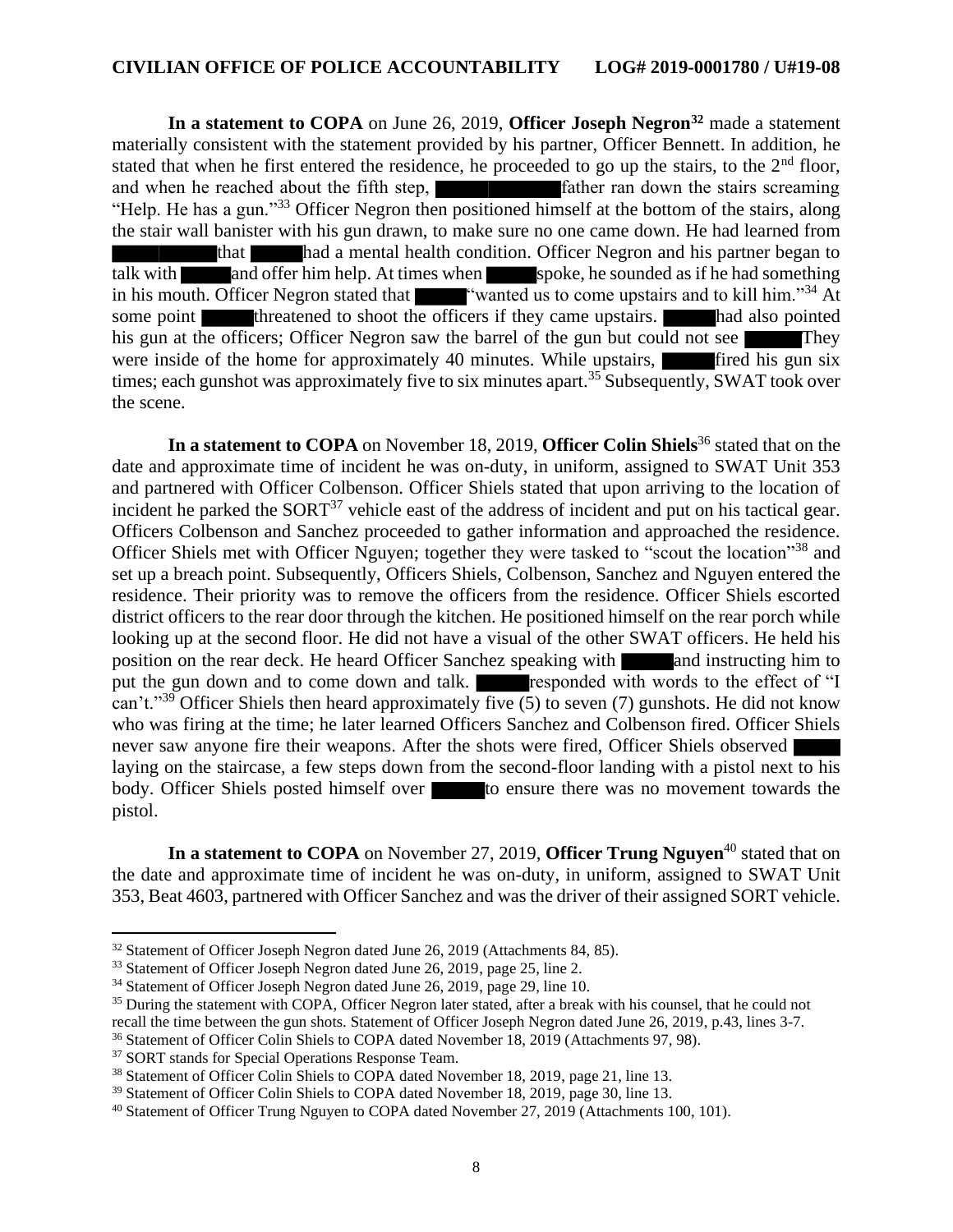**In a statement to COPA** on June 26, 2019, **Officer Joseph Negron**[32] made a statement materially consistent with the statement provided by his partner, Officer Bennett. In addition, he stated that when he first entered the residence, he proceeded to go up the stairs, to the 2nd floor, and when he reached about the fifth step, ██████ father ran down the stairs screaming "Help. He has a gun."[33] Officer Negron then positioned himself at the bottom of the stairs, along the stair wall banister with his gun drawn, to make sure no one came down. He had learned from ██████ that ████ had a mental health condition. Officer Negron and his partner began to talk with ████ and offer him help. At times when ████ spoke, he sounded as if he had something in his mouth. Officer Negron stated that ████ "wanted us to come upstairs and to kill him."[34] At some point ████ threatened to shoot the officers if they came upstairs. ████ had also pointed his gun at the officers; Officer Negron saw the barrel of the gun but could not see ████ They were inside of the home for approximately 40 minutes. While upstairs, ████ fired his gun six times; each gunshot was approximately five to six minutes apart.[35] Subsequently, SWAT took over the scene.

**In a statement to COPA** on November 18, 2019, **Officer Colin Shiels**[36] stated that on the date and approximate time of incident he was on-duty, in uniform, assigned to SWAT Unit 353 and partnered with Officer Colbenson. Officer Shiels stated that upon arriving to the location of incident he parked the SORT[37] vehicle east of the address of incident and put on his tactical gear. Officers Colbenson and Sanchez proceeded to gather information and approached the residence. Officer Shiels met with Officer Nguyen; together they were tasked to "scout the location"[38] and set up a breach point. Subsequently, Officers Shiels, Colbenson, Sanchez and Nguyen entered the residence. Their priority was to remove the officers from the residence. Officer Shiels escorted district officers to the rear door through the kitchen. He positioned himself on the rear porch while looking up at the second floor. He did not have a visual of the other SWAT officers. He held his position on the rear deck. He heard Officer Sanchez speaking with ████ and instructing him to put the gun down and to come down and talk. ████ responded with words to the effect of "I can't."[39] Officer Shiels then heard approximately five (5) to seven (7) gunshots. He did not know who was firing at the time; he later learned Officers Sanchez and Colbenson fired. Officer Shiels never saw anyone fire their weapons. After the shots were fired, Officer Shiels observed ████ laying on the staircase, a few steps down from the second-floor landing with a pistol next to his body. Officer Shiels posted himself over ████ to ensure there was no movement towards the pistol.

**In a statement to COPA** on November 27, 2019, **Officer Trung Nguyen**[40] stated that on the date and approximate time of incident he was on-duty, in uniform, assigned to SWAT Unit 353, Beat 4603, partnered with Officer Sanchez and was the driver of their assigned SORT vehicle.

---

[32] Statement of Officer Joseph Negron dated June 26, 2019 (Attachments 84, 85).

[33] Statement of Officer Joseph Negron dated June 26, 2019, page 25, line 2.

[34] Statement of Officer Joseph Negron dated June 26, 2019, page 29, line 10.

[35] During the statement with COPA, Officer Negron later stated, after a break with his counsel, that he could not recall the time between the gun shots. Statement of Officer Joseph Negron dated June 26, 2019, p.43, lines 3-7.

[36] Statement of Officer Colin Shiels to COPA dated November 18, 2019 (Attachments 97, 98).

[37] SORT stands for Special Operations Response Team.

[38] Statement of Officer Colin Shiels to COPA dated November 18, 2019, page 21, line 13.

[39] Statement of Officer Colin Shiels to COPA dated November 18, 2019, page 30, line 13.

[40] Statement of Officer Trung Nguyen to COPA dated November 27, 2019 (Attachments 100, 101).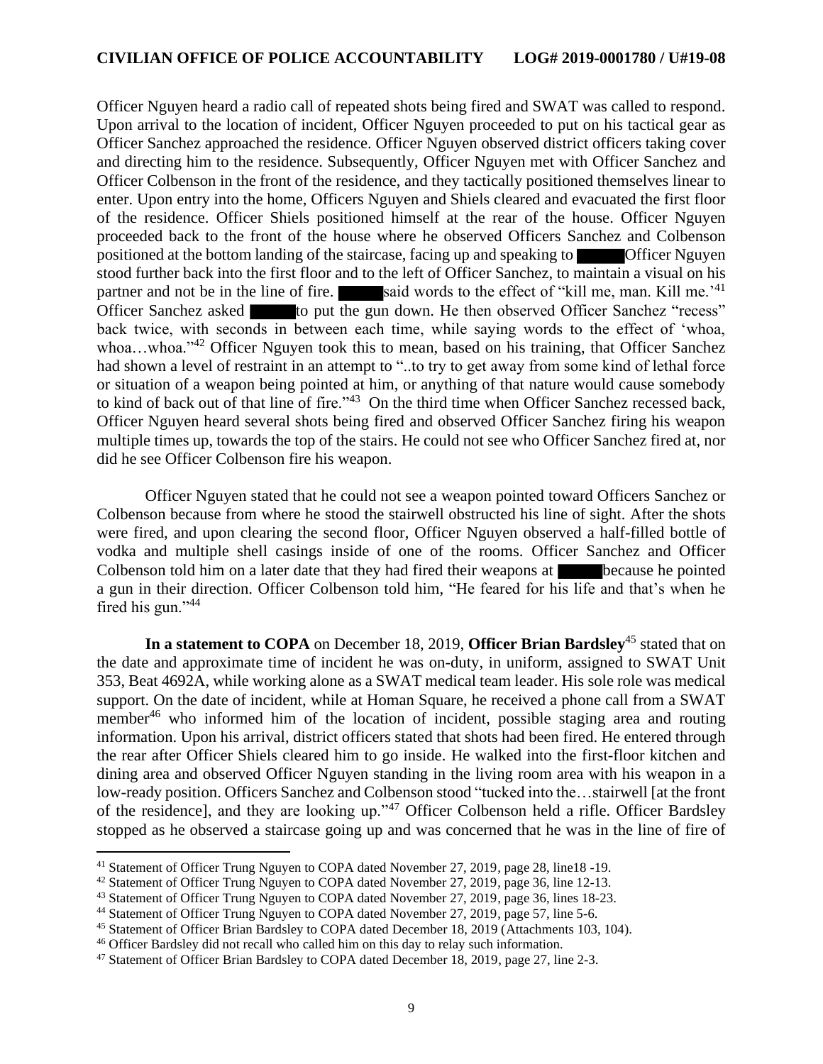Officer Nguyen heard a radio call of repeated shots being fired and SWAT was called to respond. Upon arrival to the location of incident, Officer Nguyen proceeded to put on his tactical gear as Officer Sanchez approached the residence. Officer Nguyen observed district officers taking cover and directing him to the residence. Subsequently, Officer Nguyen met with Officer Sanchez and Officer Colbenson in the front of the residence, and they tactically positioned themselves linear to enter. Upon entry into the home, Officers Nguyen and Shiels cleared and evacuated the first floor of the residence. Officer Shiels positioned himself at the rear of the house. Officer Nguyen proceeded back to the front of the house where he observed Officers Sanchez and Colbenson positioned at the bottom landing of the staircase, facing up and speaking to ██████ Officer Nguyen stood further back into the first floor and to the left of Officer Sanchez, to maintain a visual on his partner and not be in the line of fire. ██████ said words to the effect of "kill me, man. Kill me.'[41] Officer Sanchez asked ██████ to put the gun down. He then observed Officer Sanchez "recess" back twice, with seconds in between each time, while saying words to the effect of 'whoa, whoa…whoa."[42] Officer Nguyen took this to mean, based on his training, that Officer Sanchez had shown a level of restraint in an attempt to "..to try to get away from some kind of lethal force or situation of a weapon being pointed at him, or anything of that nature would cause somebody to kind of back out of that line of fire."[43] On the third time when Officer Sanchez recessed back, Officer Nguyen heard several shots being fired and observed Officer Sanchez firing his weapon multiple times up, towards the top of the stairs. He could not see who Officer Sanchez fired at, nor did he see Officer Colbenson fire his weapon.

Officer Nguyen stated that he could not see a weapon pointed toward Officers Sanchez or Colbenson because from where he stood the stairwell obstructed his line of sight. After the shots were fired, and upon clearing the second floor, Officer Nguyen observed a half-filled bottle of vodka and multiple shell casings inside of one of the rooms. Officer Sanchez and Officer Colbenson told him on a later date that they had fired their weapons at ██████ because he pointed a gun in their direction. Officer Colbenson told him, "He feared for his life and that's when he fired his gun."[44]

**In a statement to COPA** on December 18, 2019, **Officer Brian Bardsley**[45] stated that on the date and approximate time of incident he was on-duty, in uniform, assigned to SWAT Unit 353, Beat 4692A, while working alone as a SWAT medical team leader. His sole role was medical support. On the date of incident, while at Homan Square, he received a phone call from a SWAT member[46] who informed him of the location of incident, possible staging area and routing information. Upon his arrival, district officers stated that shots had been fired. He entered through the rear after Officer Shiels cleared him to go inside. He walked into the first-floor kitchen and dining area and observed Officer Nguyen standing in the living room area with his weapon in a low-ready position. Officers Sanchez and Colbenson stood "tucked into the…stairwell [at the front of the residence], and they are looking up."[47] Officer Colbenson held a rifle. Officer Bardsley stopped as he observed a staircase going up and was concerned that he was in the line of fire of

---

[41] Statement of Officer Trung Nguyen to COPA dated November 27, 2019, page 28, line18 -19.

[42] Statement of Officer Trung Nguyen to COPA dated November 27, 2019, page 36, line 12-13.

[43] Statement of Officer Trung Nguyen to COPA dated November 27, 2019, page 36, lines 18-23.

[44] Statement of Officer Trung Nguyen to COPA dated November 27, 2019, page 57, line 5-6.

[45] Statement of Officer Brian Bardsley to COPA dated December 18, 2019 (Attachments 103, 104).

[46] Officer Bardsley did not recall who called him on this day to relay such information.

[47] Statement of Officer Brian Bardsley to COPA dated December 18, 2019, page 27, line 2-3.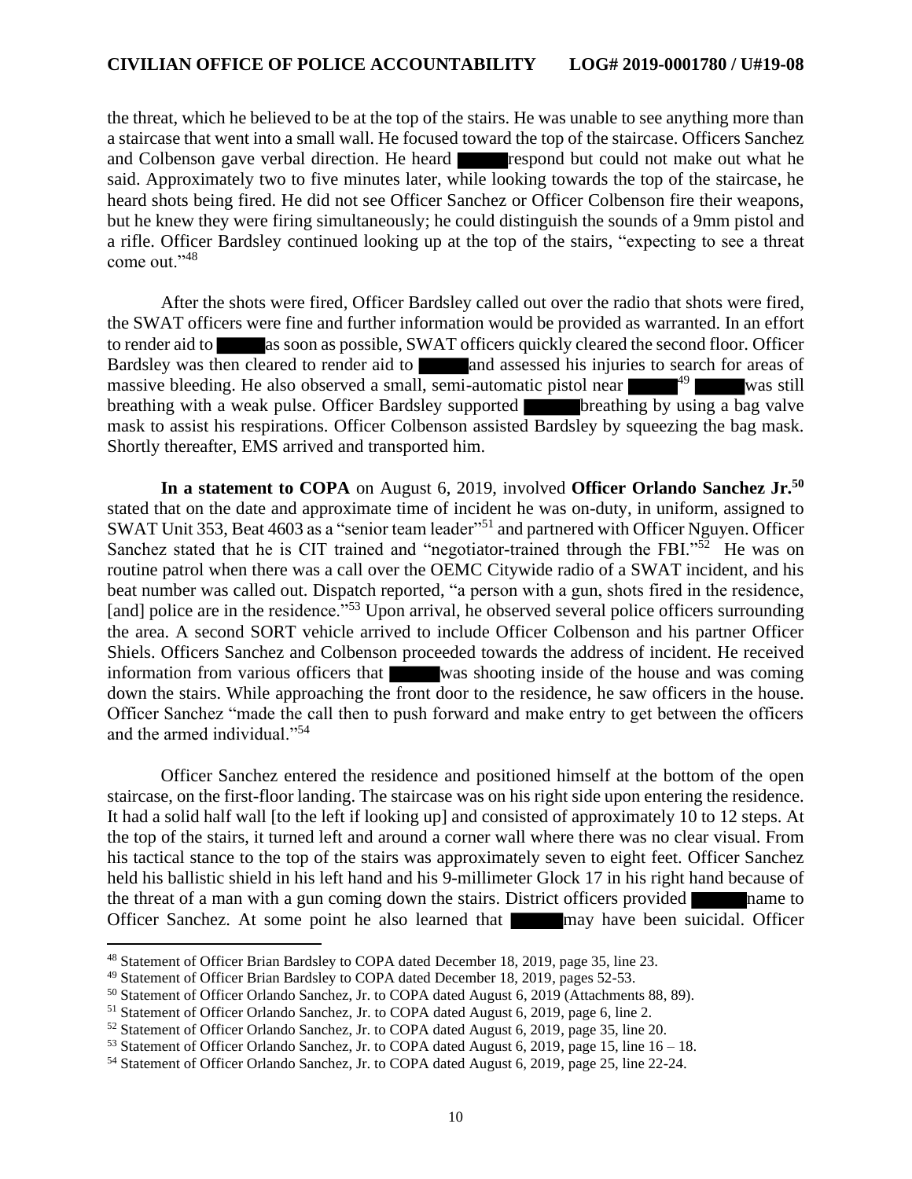the threat, which he believed to be at the top of the stairs. He was unable to see anything more than a staircase that went into a small wall. He focused toward the top of the staircase. Officers Sanchez and Colbenson gave verbal direction. He heard ████ respond but could not make out what he said. Approximately two to five minutes later, while looking towards the top of the staircase, he heard shots being fired. He did not see Officer Sanchez or Officer Colbenson fire their weapons, but he knew they were firing simultaneously; he could distinguish the sounds of a 9mm pistol and a rifle. Officer Bardsley continued looking up at the top of the stairs, "expecting to see a threat come out."[48]

After the shots were fired, Officer Bardsley called out over the radio that shots were fired, the SWAT officers were fine and further information would be provided as warranted. In an effort to render aid to ████ as soon as possible, SWAT officers quickly cleared the second floor. Officer Bardsley was then cleared to render aid to ████ and assessed his injuries to search for areas of massive bleeding. He also observed a small, semi-automatic pistol near ████.[49] ████ was still breathing with a weak pulse. Officer Bardsley supported ████ breathing by using a bag valve mask to assist his respirations. Officer Colbenson assisted Bardsley by squeezing the bag mask. Shortly thereafter, EMS arrived and transported him.

**In a statement to COPA** on August 6, 2019, involved **Officer Orlando Sanchez Jr.**[50] stated that on the date and approximate time of incident he was on-duty, in uniform, assigned to SWAT Unit 353, Beat 4603 as a "senior team leader"[51] and partnered with Officer Nguyen. Officer Sanchez stated that he is CIT trained and "negotiator-trained through the FBI."[52] He was on routine patrol when there was a call over the OEMC Citywide radio of a SWAT incident, and his beat number was called out. Dispatch reported, "a person with a gun, shots fired in the residence, [and] police are in the residence."[53] Upon arrival, he observed several police officers surrounding the area. A second SORT vehicle arrived to include Officer Colbenson and his partner Officer Shiels. Officers Sanchez and Colbenson proceeded towards the address of incident. He received information from various officers that ████ was shooting inside of the house and was coming down the stairs. While approaching the front door to the residence, he saw officers in the house. Officer Sanchez "made the call then to push forward and make entry to get between the officers and the armed individual."[54]

Officer Sanchez entered the residence and positioned himself at the bottom of the open staircase, on the first-floor landing. The staircase was on his right side upon entering the residence. It had a solid half wall [to the left if looking up] and consisted of approximately 10 to 12 steps. At the top of the stairs, it turned left and around a corner wall where there was no clear visual. From his tactical stance to the top of the stairs was approximately seven to eight feet. Officer Sanchez held his ballistic shield in his left hand and his 9-millimeter Glock 17 in his right hand because of the threat of a man with a gun coming down the stairs. District officers provided ████ name to Officer Sanchez. At some point he also learned that ████ may have been suicidal. Officer

---

[48] Statement of Officer Brian Bardsley to COPA dated December 18, 2019, page 35, line 23.

[49] Statement of Officer Brian Bardsley to COPA dated December 18, 2019, pages 52-53.

[50] Statement of Officer Orlando Sanchez, Jr. to COPA dated August 6, 2019 (Attachments 88, 89).

[51] Statement of Officer Orlando Sanchez, Jr. to COPA dated August 6, 2019, page 6, line 2.

[52] Statement of Officer Orlando Sanchez, Jr. to COPA dated August 6, 2019, page 35, line 20.

[53] Statement of Officer Orlando Sanchez, Jr. to COPA dated August 6, 2019, page 15, line 16 – 18.

[54] Statement of Officer Orlando Sanchez, Jr. to COPA dated August 6, 2019, page 25, line 22-24.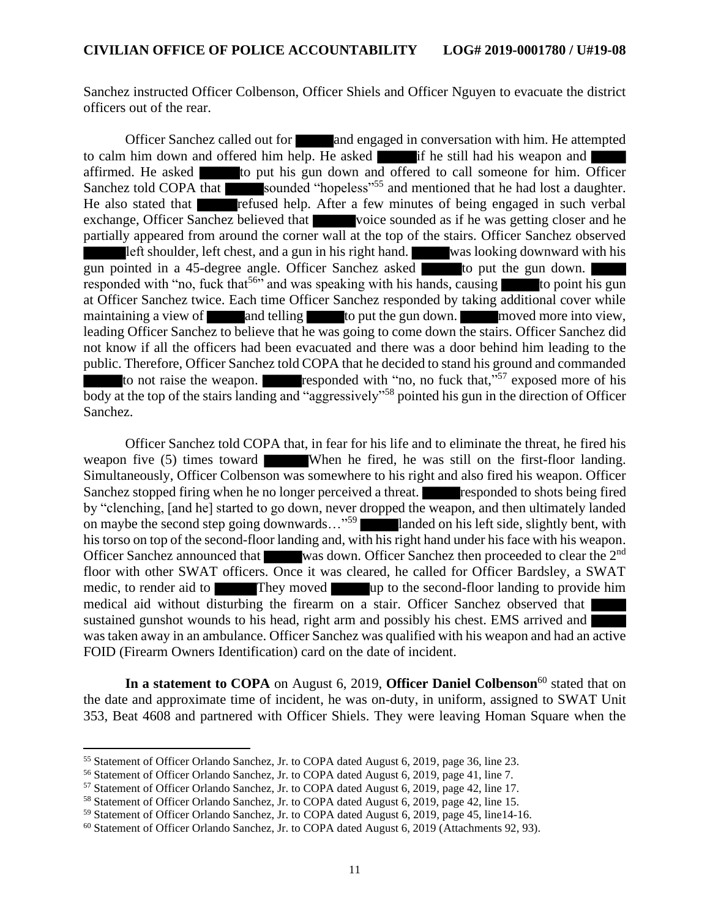Sanchez instructed Officer Colbenson, Officer Shiels and Officer Nguyen to evacuate the district officers out of the rear.

Officer Sanchez called out for ██████ and engaged in conversation with him. He attempted to calm him down and offered him help. He asked ██████ if he still had his weapon and ██████ affirmed. He asked ██████ to put his gun down and offered to call someone for him. Officer Sanchez told COPA that ██████ sounded "hopeless"[55] and mentioned that he had lost a daughter. He also stated that ██████ refused help. After a few minutes of being engaged in such verbal exchange, Officer Sanchez believed that ██████ voice sounded as if he was getting closer and he partially appeared from around the corner wall at the top of the stairs. Officer Sanchez observed ██████ left shoulder, left chest, and a gun in his right hand. ██████ was looking downward with his gun pointed in a 45-degree angle. Officer Sanchez asked ██████ to put the gun down. ██████ responded with "no, fuck that[56]" and was speaking with his hands, causing ██████ to point his gun at Officer Sanchez twice. Each time Officer Sanchez responded by taking additional cover while maintaining a view of ██████ and telling ██████ to put the gun down. ██████ moved more into view, leading Officer Sanchez to believe that he was going to come down the stairs. Officer Sanchez did not know if all the officers had been evacuated and there was a door behind him leading to the public. Therefore, Officer Sanchez told COPA that he decided to stand his ground and commanded ██████ to not raise the weapon. ██████ responded with "no, no fuck that,"[57] exposed more of his body at the top of the stairs landing and "aggressively"[58] pointed his gun in the direction of Officer Sanchez.

Officer Sanchez told COPA that, in fear for his life and to eliminate the threat, he fired his weapon five (5) times toward ██████ When he fired, he was still on the first-floor landing. Simultaneously, Officer Colbenson was somewhere to his right and also fired his weapon. Officer Sanchez stopped firing when he no longer perceived a threat. ██████ responded to shots being fired by "clenching, [and he] started to go down, never dropped the weapon, and then ultimately landed on maybe the second step going downwards…"[59] ██████ landed on his left side, slightly bent, with his torso on top of the second-floor landing and, with his right hand under his face with his weapon. Officer Sanchez announced that ██████ was down. Officer Sanchez then proceeded to clear the 2nd floor with other SWAT officers. Once it was cleared, he called for Officer Bardsley, a SWAT medic, to render aid to ██████ They moved ██████ up to the second-floor landing to provide him medical aid without disturbing the firearm on a stair. Officer Sanchez observed that ██████ sustained gunshot wounds to his head, right arm and possibly his chest. EMS arrived and ██████ was taken away in an ambulance. Officer Sanchez was qualified with his weapon and had an active FOID (Firearm Owners Identification) card on the date of incident.

**In a statement to COPA** on August 6, 2019, **Officer Daniel Colbenson**[60] stated that on the date and approximate time of incident, he was on-duty, in uniform, assigned to SWAT Unit 353, Beat 4608 and partnered with Officer Shiels. They were leaving Homan Square when the

---

[55] Statement of Officer Orlando Sanchez, Jr. to COPA dated August 6, 2019, page 36, line 23.

[56] Statement of Officer Orlando Sanchez, Jr. to COPA dated August 6, 2019, page 41, line 7.

[57] Statement of Officer Orlando Sanchez, Jr. to COPA dated August 6, 2019, page 42, line 17.

[58] Statement of Officer Orlando Sanchez, Jr. to COPA dated August 6, 2019, page 42, line 15.

[59] Statement of Officer Orlando Sanchez, Jr. to COPA dated August 6, 2019, page 45, line14-16.

[60] Statement of Officer Orlando Sanchez, Jr. to COPA dated August 6, 2019 (Attachments 92, 93).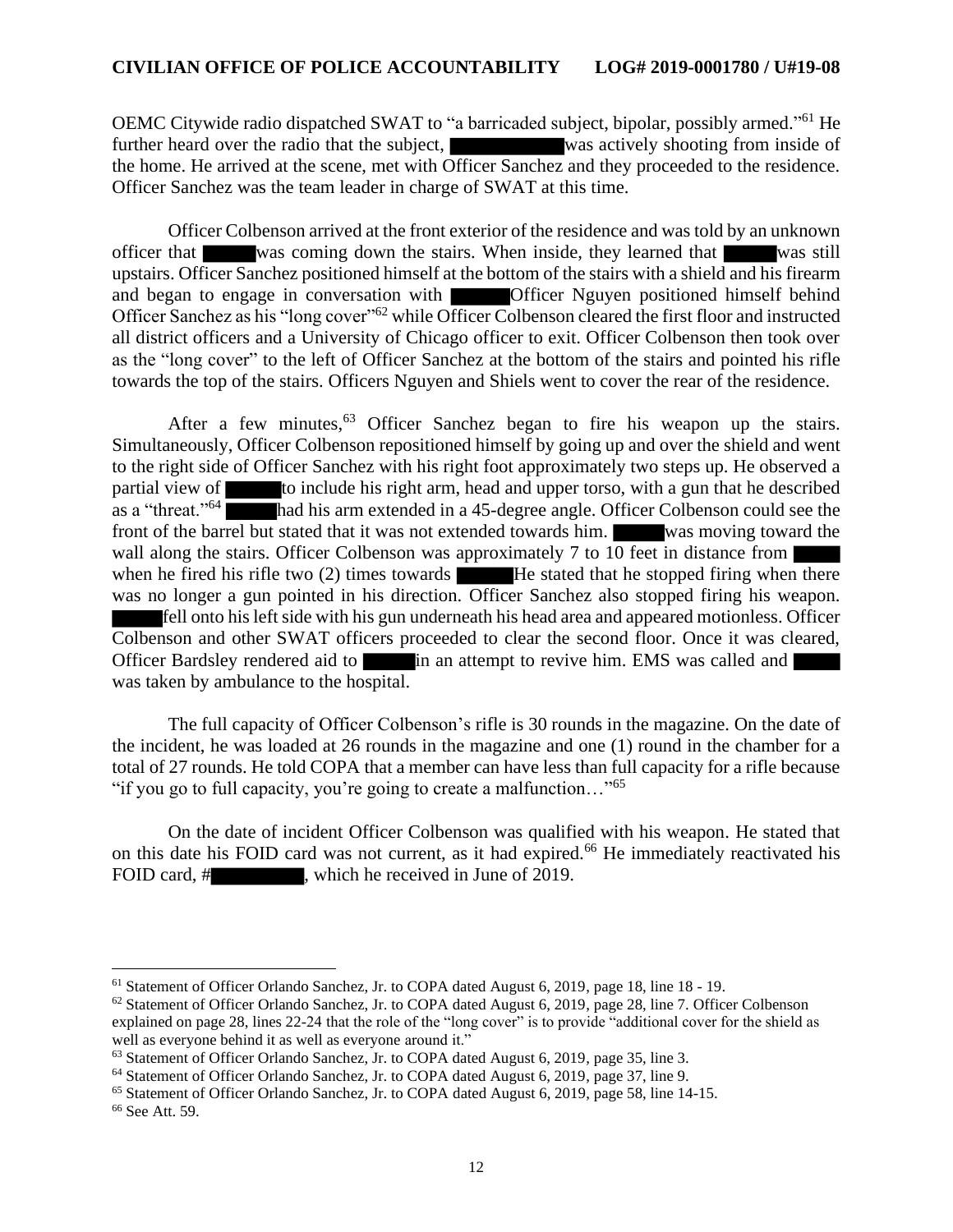OEMC Citywide radio dispatched SWAT to "a barricaded subject, bipolar, possibly armed."[61] He further heard over the radio that the subject, ██████████ was actively shooting from inside of the home. He arrived at the scene, met with Officer Sanchez and they proceeded to the residence. Officer Sanchez was the team leader in charge of SWAT at this time.

Officer Colbenson arrived at the front exterior of the residence and was told by an unknown officer that █████ was coming down the stairs. When inside, they learned that █████ was still upstairs. Officer Sanchez positioned himself at the bottom of the stairs with a shield and his firearm and began to engage in conversation with █████ Officer Nguyen positioned himself behind Officer Sanchez as his "long cover"[62] while Officer Colbenson cleared the first floor and instructed all district officers and a University of Chicago officer to exit. Officer Colbenson then took over as the "long cover" to the left of Officer Sanchez at the bottom of the stairs and pointed his rifle towards the top of the stairs. Officers Nguyen and Shiels went to cover the rear of the residence.

After a few minutes,[63] Officer Sanchez began to fire his weapon up the stairs. Simultaneously, Officer Colbenson repositioned himself by going up and over the shield and went to the right side of Officer Sanchez with his right foot approximately two steps up. He observed a partial view of █████ to include his right arm, head and upper torso, with a gun that he described as a "threat."[64] █████ had his arm extended in a 45-degree angle. Officer Colbenson could see the front of the barrel but stated that it was not extended towards him. █████ was moving toward the wall along the stairs. Officer Colbenson was approximately 7 to 10 feet in distance from █████ when he fired his rifle two (2) times towards █████ He stated that he stopped firing when there was no longer a gun pointed in his direction. Officer Sanchez also stopped firing his weapon. █████ fell onto his left side with his gun underneath his head area and appeared motionless. Officer Colbenson and other SWAT officers proceeded to clear the second floor. Once it was cleared, Officer Bardsley rendered aid to █████ in an attempt to revive him. EMS was called and █████ was taken by ambulance to the hospital.

The full capacity of Officer Colbenson's rifle is 30 rounds in the magazine. On the date of the incident, he was loaded at 26 rounds in the magazine and one (1) round in the chamber for a total of 27 rounds. He told COPA that a member can have less than full capacity for a rifle because "if you go to full capacity, you're going to create a malfunction…"[65]

On the date of incident Officer Colbenson was qualified with his weapon. He stated that on this date his FOID card was not current, as it had expired.[66] He immediately reactivated his FOID card, #█████████, which he received in June of 2019.

---

[61] Statement of Officer Orlando Sanchez, Jr. to COPA dated August 6, 2019, page 18, line 18 - 19.

[62] Statement of Officer Orlando Sanchez, Jr. to COPA dated August 6, 2019, page 28, line 7. Officer Colbenson explained on page 28, lines 22-24 that the role of the "long cover" is to provide "additional cover for the shield as well as everyone behind it as well as everyone around it."

[63] Statement of Officer Orlando Sanchez, Jr. to COPA dated August 6, 2019, page 35, line 3.

[64] Statement of Officer Orlando Sanchez, Jr. to COPA dated August 6, 2019, page 37, line 9.

[65] Statement of Officer Orlando Sanchez, Jr. to COPA dated August 6, 2019, page 58, line 14-15.

[66] See Att. 59.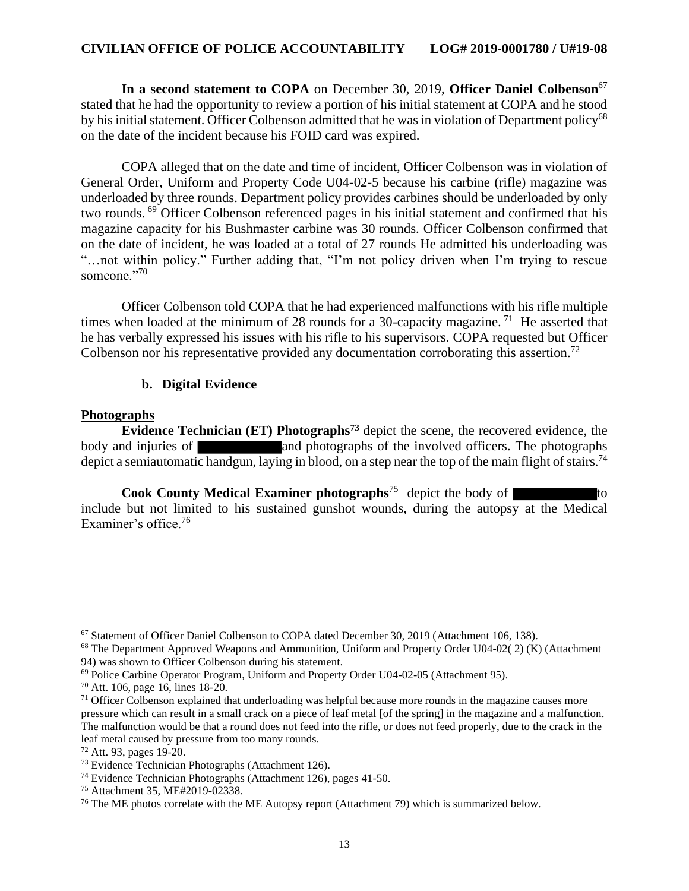**In a second statement to COPA** on December 30, 2019, **Officer Daniel Colbenson**[67] stated that he had the opportunity to review a portion of his initial statement at COPA and he stood by his initial statement. Officer Colbenson admitted that he was in violation of Department policy[68] on the date of the incident because his FOID card was expired.

COPA alleged that on the date and time of incident, Officer Colbenson was in violation of General Order, Uniform and Property Code U04-02-5 because his carbine (rifle) magazine was underloaded by three rounds. Department policy provides carbines should be underloaded by only two rounds. [69] Officer Colbenson referenced pages in his initial statement and confirmed that his magazine capacity for his Bushmaster carbine was 30 rounds. Officer Colbenson confirmed that on the date of incident, he was loaded at a total of 27 rounds He admitted his underloading was "…not within policy." Further adding that, "I'm not policy driven when I'm trying to rescue someone."[70]

Officer Colbenson told COPA that he had experienced malfunctions with his rifle multiple times when loaded at the minimum of 28 rounds for a 30-capacity magazine. [71] He asserted that he has verbally expressed his issues with his rifle to his supervisors. COPA requested but Officer Colbenson nor his representative provided any documentation corroborating this assertion.[72]

### b. Digital Evidence

**Photographs**

**Evidence Technician (ET) Photographs[73]** depict the scene, the recovered evidence, the body and injuries of ██████████ and photographs of the involved officers. The photographs depict a semiautomatic handgun, laying in blood, on a step near the top of the main flight of stairs.[74]

**Cook County Medical Examiner photographs**[75] depict the body of ██████████ to include but not limited to his sustained gunshot wounds, during the autopsy at the Medical Examiner's office.[76]

---

[67] Statement of Officer Daniel Colbenson to COPA dated December 30, 2019 (Attachment 106, 138).

[68] The Department Approved Weapons and Ammunition, Uniform and Property Order U04-02( 2) (K) (Attachment 94) was shown to Officer Colbenson during his statement.

[69] Police Carbine Operator Program, Uniform and Property Order U04-02-05 (Attachment 95).

[70] Att. 106, page 16, lines 18-20.

[71] Officer Colbenson explained that underloading was helpful because more rounds in the magazine causes more pressure which can result in a small crack on a piece of leaf metal [of the spring] in the magazine and a malfunction. The malfunction would be that a round does not feed into the rifle, or does not feed properly, due to the crack in the leaf metal caused by pressure from too many rounds.

[72] Att. 93, pages 19-20.

[73] Evidence Technician Photographs (Attachment 126).

[74] Evidence Technician Photographs (Attachment 126), pages 41-50.

[75] Attachment 35, ME#2019-02338.

[76] The ME photos correlate with the ME Autopsy report (Attachment 79) which is summarized below.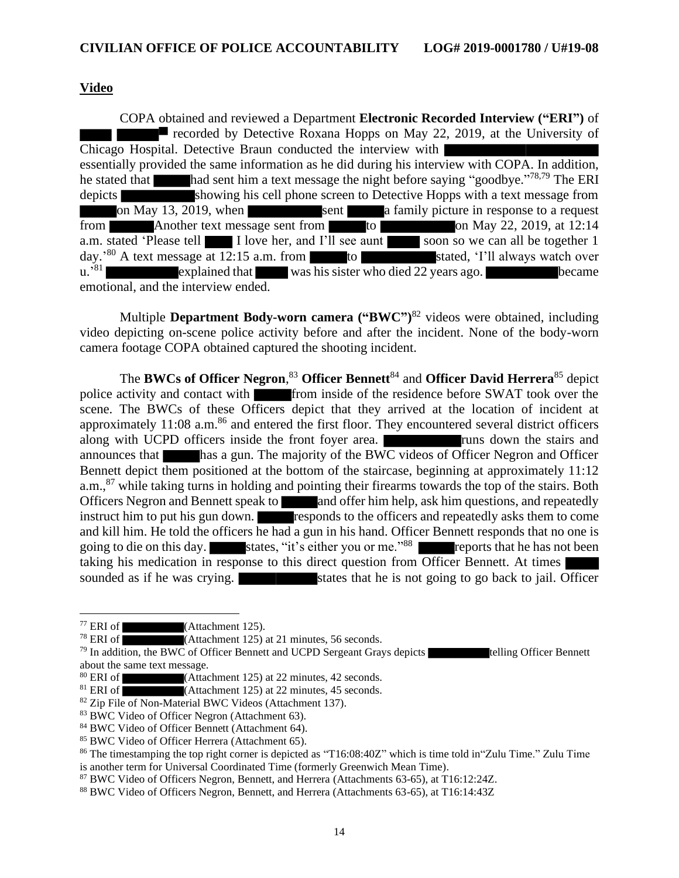## Video

COPA obtained and reviewed a Department **Electronic Recorded Interview ("ERI")** of ███ ████[77] recorded by Detective Roxana Hopps on May 22, 2019, at the University of Chicago Hospital. Detective Braun conducted the interview with ████████ ████████ essentially provided the same information as he did during his interview with COPA. In addition, he stated that ████ had sent him a text message the night before saying "goodbye."[78,79] The ERI depicts █████████ showing his cell phone screen to Detective Hopps with a text message from █████ on May 13, 2019, when █████████ sent █████ a family picture in response to a request from █████ Another text message sent from █████ to █████████ on May 22, 2019, at 12:14 a.m. stated 'Please tell ███ I love her, and I'll see aunt ████ soon so we can all be together 1 day.'[80] A text message at 12:15 a.m. from █████ to █████████ stated, 'I'll always watch over u.'[81] █████████ explained that ████ was his sister who died 22 years ago. █████████ became emotional, and the interview ended.

Multiple **Department Body-worn camera ("BWC")**[82] videos were obtained, including video depicting on-scene police activity before and after the incident. None of the body-worn camera footage COPA obtained captured the shooting incident.

The **BWCs of Officer Negron**,[83] **Officer Bennett**[84] and **Officer David Herrera**[85] depict police activity and contact with █████ from inside of the residence before SWAT took over the scene. The BWCs of these Officers depict that they arrived at the location of incident at approximately 11:08 a.m.[86] and entered the first floor. They encountered several district officers along with UCPD officers inside the front foyer area. █████████ runs down the stairs and announces that █████ has a gun. The majority of the BWC videos of Officer Negron and Officer Bennett depict them positioned at the bottom of the staircase, beginning at approximately 11:12 a.m.,[87] while taking turns in holding and pointing their firearms towards the top of the stairs. Both Officers Negron and Bennett speak to █████ and offer him help, ask him questions, and repeatedly instruct him to put his gun down. █████ responds to the officers and repeatedly asks them to come and kill him. He told the officers he had a gun in his hand. Officer Bennett responds that no one is going to die on this day. █████ states, "it's either you or me."[88] █████ reports that he has not been taking his medication in response to this direct question from Officer Bennett. At times █████ sounded as if he was crying. ████ ████ states that he is not going to go back to jail. Officer

---

[77] ERI of █████████ (Attachment 125).

[78] ERI of █████████ (Attachment 125) at 21 minutes, 56 seconds.

[79] In addition, the BWC of Officer Bennett and UCPD Sergeant Grays depicts █████████ telling Officer Bennett about the same text message.

[80] ERI of █████████ (Attachment 125) at 22 minutes, 42 seconds.

[81] ERI of █████████ (Attachment 125) at 22 minutes, 45 seconds.

[82] Zip File of Non-Material BWC Videos (Attachment 137).

[83] BWC Video of Officer Negron (Attachment 63).

[84] BWC Video of Officer Bennett (Attachment 64).

[85] BWC Video of Officer Herrera (Attachment 65).

[86] The timestamping the top right corner is depicted as "T16:08:40Z" which is time told in"Zulu Time." Zulu Time is another term for Universal Coordinated Time (formerly Greenwich Mean Time).

[87] BWC Video of Officers Negron, Bennett, and Herrera (Attachments 63-65), at T16:12:24Z.

[88] BWC Video of Officers Negron, Bennett, and Herrera (Attachments 63-65), at T16:14:43Z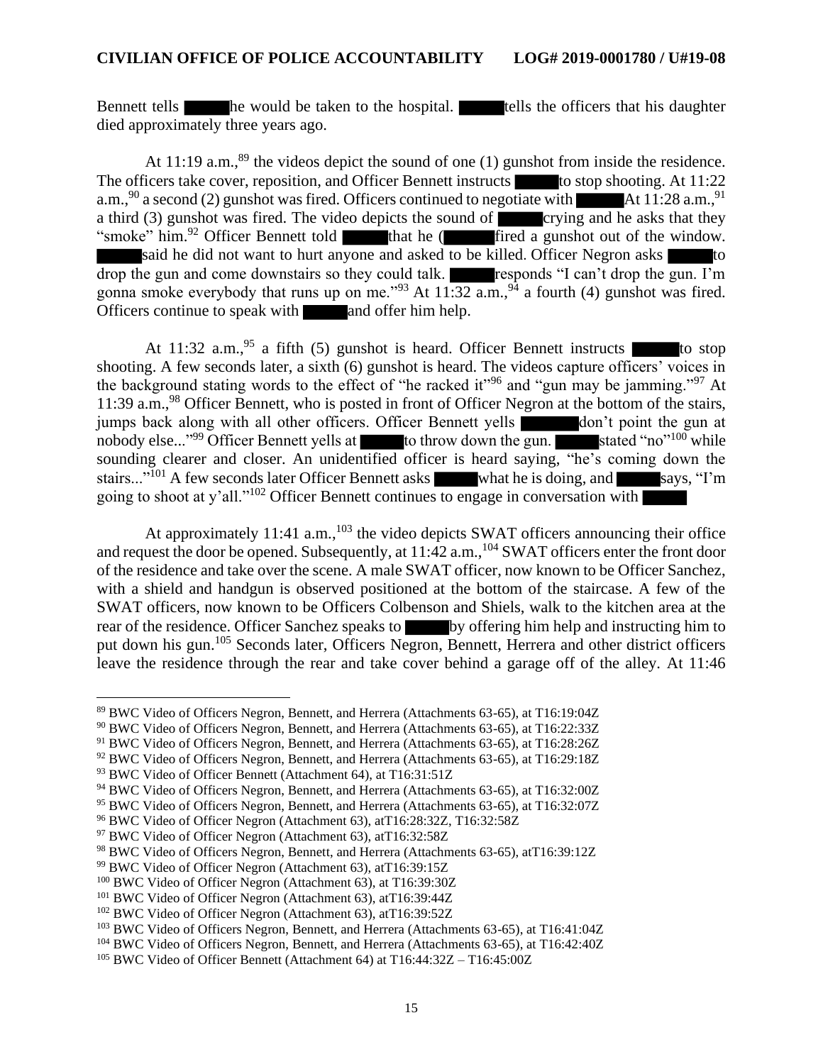Bennett tells ████ he would be taken to the hospital. ████ tells the officers that his daughter died approximately three years ago.

At 11:19 a.m.,[89] the videos depict the sound of one (1) gunshot from inside the residence. The officers take cover, reposition, and Officer Bennett instructs ████ to stop shooting. At 11:22 a.m.,[90] a second (2) gunshot was fired. Officers continued to negotiate with ████ At 11:28 a.m.,[91] a third (3) gunshot was fired. The video depicts the sound of ████ crying and he asks that they "smoke" him.[92] Officer Bennett told ████ that he (████ fired a gunshot out of the window. ████ said he did not want to hurt anyone and asked to be killed. Officer Negron asks ████ to drop the gun and come downstairs so they could talk. ████ responds "I can't drop the gun. I'm gonna smoke everybody that runs up on me."[93] At 11:32 a.m.,[94] a fourth (4) gunshot was fired. Officers continue to speak with ████ and offer him help.

At 11:32 a.m.,[95] a fifth (5) gunshot is heard. Officer Bennett instructs ████ to stop shooting. A few seconds later, a sixth (6) gunshot is heard. The videos capture officers' voices in the background stating words to the effect of "he racked it"[96] and "gun may be jamming."[97] At 11:39 a.m.,[98] Officer Bennett, who is posted in front of Officer Negron at the bottom of the stairs, jumps back along with all other officers. Officer Bennett yells ████ don't point the gun at nobody else..."[99] Officer Bennett yells at ████ to throw down the gun. ████ stated "no"[100] while sounding clearer and closer. An unidentified officer is heard saying, "he's coming down the stairs..."[101] A few seconds later Officer Bennett asks ████ what he is doing, and ████ says, "I'm going to shoot at y'all."[102] Officer Bennett continues to engage in conversation with ████

At approximately 11:41 a.m.,[103] the video depicts SWAT officers announcing their office and request the door be opened. Subsequently, at 11:42 a.m.,[104] SWAT officers enter the front door of the residence and take over the scene. A male SWAT officer, now known to be Officer Sanchez, with a shield and handgun is observed positioned at the bottom of the staircase. A few of the SWAT officers, now known to be Officers Colbenson and Shiels, walk to the kitchen area at the rear of the residence. Officer Sanchez speaks to ████ by offering him help and instructing him to put down his gun.[105] Seconds later, Officers Negron, Bennett, Herrera and other district officers leave the residence through the rear and take cover behind a garage off of the alley. At 11:46

---

[89] BWC Video of Officers Negron, Bennett, and Herrera (Attachments 63-65), at T16:19:04Z

[90] BWC Video of Officers Negron, Bennett, and Herrera (Attachments 63-65), at T16:22:33Z

[91] BWC Video of Officers Negron, Bennett, and Herrera (Attachments 63-65), at T16:28:26Z

[92] BWC Video of Officers Negron, Bennett, and Herrera (Attachments 63-65), at T16:29:18Z

[93] BWC Video of Officer Bennett (Attachment 64), at T16:31:51Z

[94] BWC Video of Officers Negron, Bennett, and Herrera (Attachments 63-65), at T16:32:00Z

[95] BWC Video of Officers Negron, Bennett, and Herrera (Attachments 63-65), at T16:32:07Z

[96] BWC Video of Officer Negron (Attachment 63), atT16:28:32Z, T16:32:58Z

[97] BWC Video of Officer Negron (Attachment 63), atT16:32:58Z

[98] BWC Video of Officers Negron, Bennett, and Herrera (Attachments 63-65), atT16:39:12Z

[99] BWC Video of Officer Negron (Attachment 63), atT16:39:15Z

[100] BWC Video of Officer Negron (Attachment 63), at T16:39:30Z

[101] BWC Video of Officer Negron (Attachment 63), atT16:39:44Z

[102] BWC Video of Officer Negron (Attachment 63), atT16:39:52Z

[103] BWC Video of Officers Negron, Bennett, and Herrera (Attachments 63-65), at T16:41:04Z

[104] BWC Video of Officers Negron, Bennett, and Herrera (Attachments 63-65), at T16:42:40Z

[105] BWC Video of Officer Bennett (Attachment 64) at T16:44:32Z – T16:45:00Z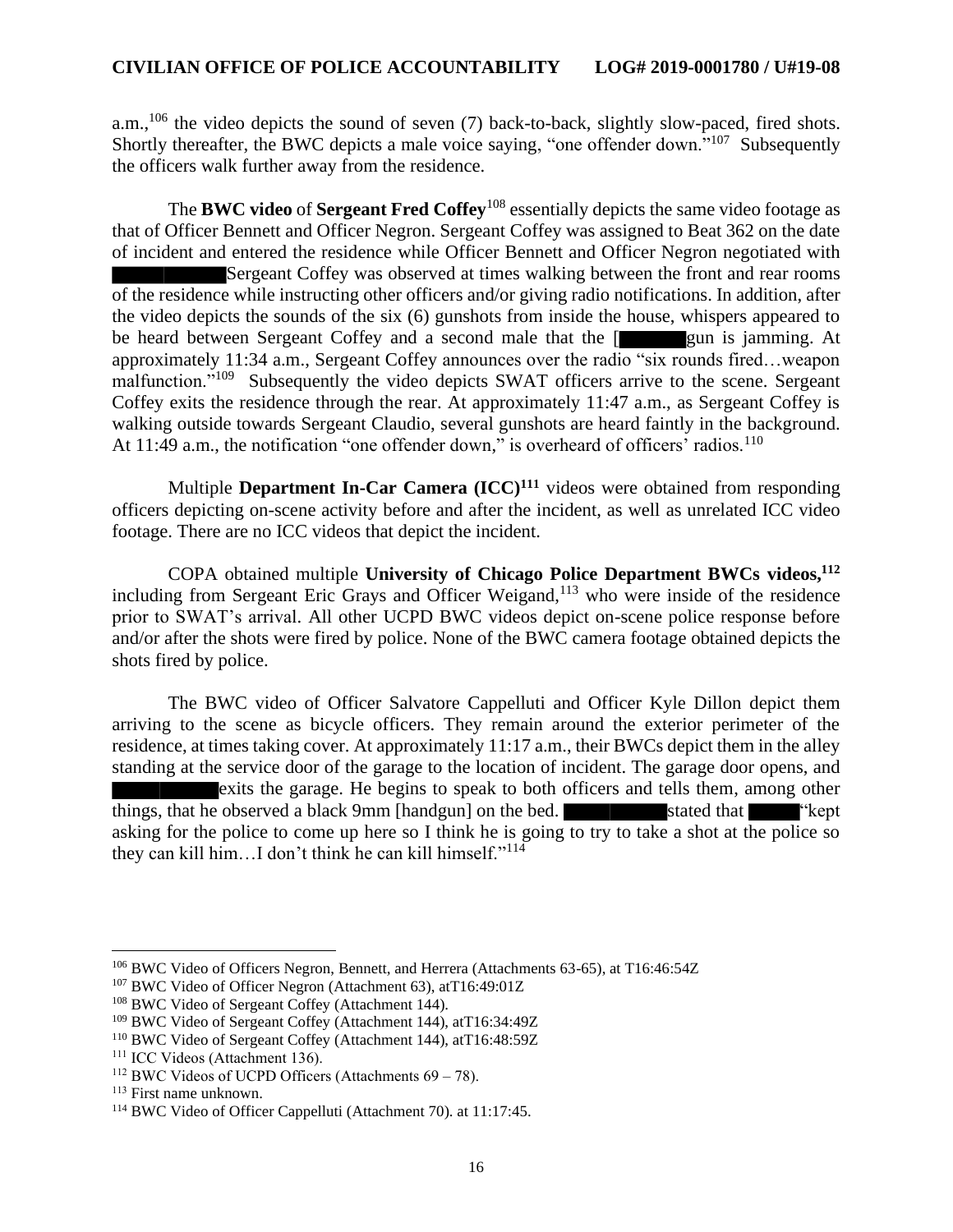a.m.,[106] the video depicts the sound of seven (7) back-to-back, slightly slow-paced, fired shots. Shortly thereafter, the BWC depicts a male voice saying, "one offender down."[107] Subsequently the officers walk further away from the residence.

The **BWC video** of **Sergeant Fred Coffey**[108] essentially depicts the same video footage as that of Officer Bennett and Officer Negron. Sergeant Coffey was assigned to Beat 362 on the date of incident and entered the residence while Officer Bennett and Officer Negron negotiated with ██████ Sergeant Coffey was observed at times walking between the front and rear rooms of the residence while instructing other officers and/or giving radio notifications. In addition, after the video depicts the sounds of the six (6) gunshots from inside the house, whispers appeared to be heard between Sergeant Coffey and a second male that the [██████ gun is jamming. At approximately 11:34 a.m., Sergeant Coffey announces over the radio "six rounds fired…weapon malfunction."[109] Subsequently the video depicts SWAT officers arrive to the scene. Sergeant Coffey exits the residence through the rear. At approximately 11:47 a.m., as Sergeant Coffey is walking outside towards Sergeant Claudio, several gunshots are heard faintly in the background. At 11:49 a.m., the notification "one offender down," is overheard of officers' radios.[110]

Multiple **Department In-Car Camera (ICC)**[111] videos were obtained from responding officers depicting on-scene activity before and after the incident, as well as unrelated ICC video footage. There are no ICC videos that depict the incident.

COPA obtained multiple **University of Chicago Police Department BWCs videos,**[112] including from Sergeant Eric Grays and Officer Weigand,[113] who were inside of the residence prior to SWAT's arrival. All other UCPD BWC videos depict on-scene police response before and/or after the shots were fired by police. None of the BWC camera footage obtained depicts the shots fired by police.

The BWC video of Officer Salvatore Cappelluti and Officer Kyle Dillon depict them arriving to the scene as bicycle officers. They remain around the exterior perimeter of the residence, at times taking cover. At approximately 11:17 a.m., their BWCs depict them in the alley standing at the service door of the garage to the location of incident. The garage door opens, and ██████ exits the garage. He begins to speak to both officers and tells them, among other things, that he observed a black 9mm [handgun] on the bed. ██████ stated that ████ "kept asking for the police to come up here so I think he is going to try to take a shot at the police so they can kill him…I don't think he can kill himself."[114]

---

[106] BWC Video of Officers Negron, Bennett, and Herrera (Attachments 63-65), at T16:46:54Z

[107] BWC Video of Officer Negron (Attachment 63), atT16:49:01Z

[108] BWC Video of Sergeant Coffey (Attachment 144).

[109] BWC Video of Sergeant Coffey (Attachment 144), atT16:34:49Z

[110] BWC Video of Sergeant Coffey (Attachment 144), atT16:48:59Z

[111] ICC Videos (Attachment 136).

[112] BWC Videos of UCPD Officers (Attachments 69 – 78).

[113] First name unknown.

[114] BWC Video of Officer Cappelluti (Attachment 70). at 11:17:45.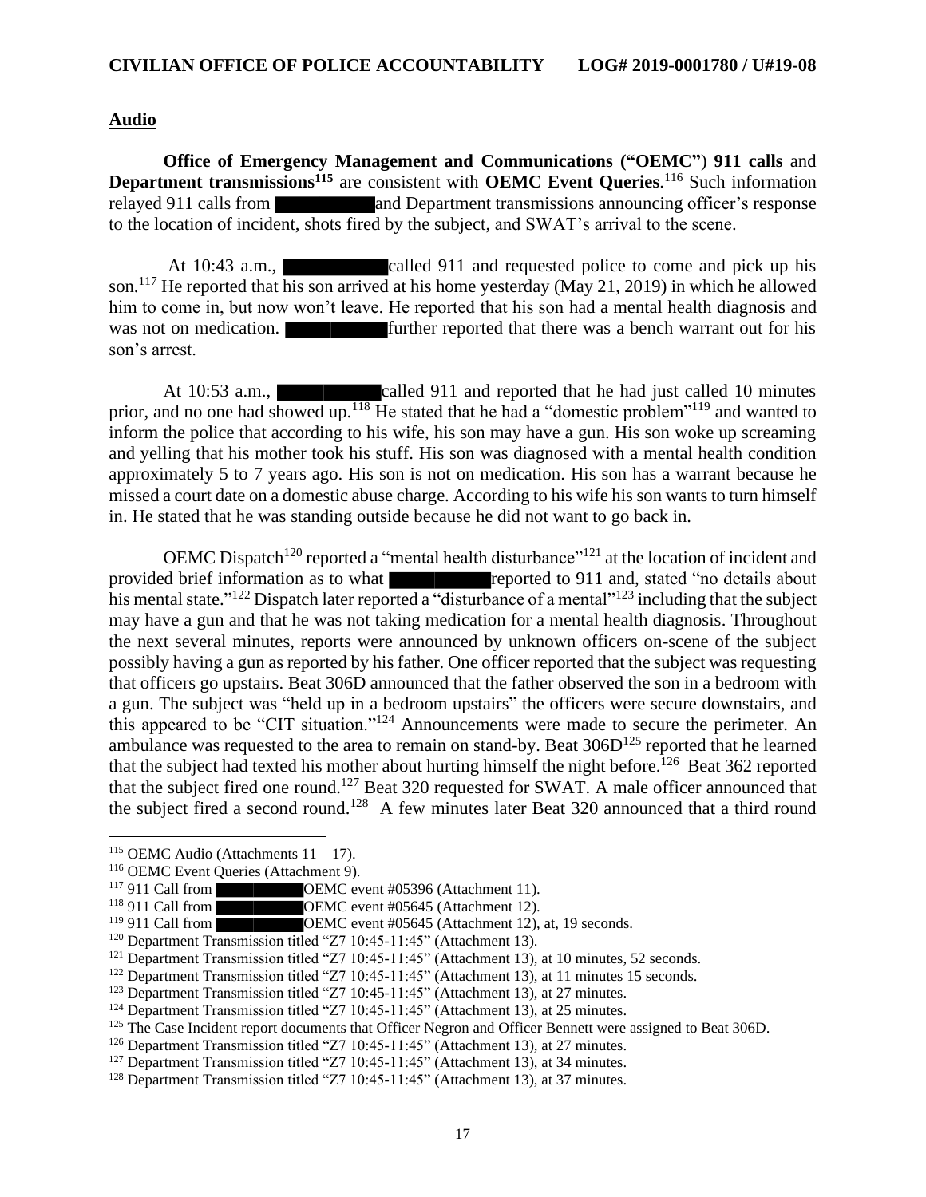## Audio

**Office of Emergency Management and Communications ("OEMC") 911 calls** and **Department transmissions**[115] are consistent with **OEMC Event Queries**.[116] Such information relayed 911 calls from ████████ and Department transmissions announcing officer's response to the location of incident, shots fired by the subject, and SWAT's arrival to the scene.

At 10:43 a.m., ████████ called 911 and requested police to come and pick up his son.[117] He reported that his son arrived at his home yesterday (May 21, 2019) in which he allowed him to come in, but now won't leave. He reported that his son had a mental health diagnosis and was not on medication. ████████ further reported that there was a bench warrant out for his son's arrest.

At 10:53 a.m., ████████ called 911 and reported that he had just called 10 minutes prior, and no one had showed up.[118] He stated that he had a "domestic problem"[119] and wanted to inform the police that according to his wife, his son may have a gun. His son woke up screaming and yelling that his mother took his stuff. His son was diagnosed with a mental health condition approximately 5 to 7 years ago. His son is not on medication. His son has a warrant because he missed a court date on a domestic abuse charge. According to his wife his son wants to turn himself in. He stated that he was standing outside because he did not want to go back in.

OEMC Dispatch[120] reported a "mental health disturbance"[121] at the location of incident and provided brief information as to what ████████ reported to 911 and, stated "no details about his mental state."[122] Dispatch later reported a "disturbance of a mental"[123] including that the subject may have a gun and that he was not taking medication for a mental health diagnosis. Throughout the next several minutes, reports were announced by unknown officers on-scene of the subject possibly having a gun as reported by his father. One officer reported that the subject was requesting that officers go upstairs. Beat 306D announced that the father observed the son in a bedroom with a gun. The subject was "held up in a bedroom upstairs" the officers were secure downstairs, and this appeared to be "CIT situation."[124] Announcements were made to secure the perimeter. An ambulance was requested to the area to remain on stand-by. Beat 306D[125] reported that he learned that the subject had texted his mother about hurting himself the night before.[126] Beat 362 reported that the subject fired one round.[127] Beat 320 requested for SWAT. A male officer announced that the subject fired a second round.[128] A few minutes later Beat 320 announced that a third round

---

[115] OEMC Audio (Attachments 11 – 17).

[116] OEMC Event Queries (Attachment 9).

[117] 911 Call from ████████ OEMC event #05396 (Attachment 11).

[118] 911 Call from ████████ OEMC event #05645 (Attachment 12).

[119] 911 Call from ████████ OEMC event #05645 (Attachment 12), at, 19 seconds.

[120] Department Transmission titled "Z7 10:45-11:45" (Attachment 13).

[121] Department Transmission titled "Z7 10:45-11:45" (Attachment 13), at 10 minutes, 52 seconds.

[122] Department Transmission titled "Z7 10:45-11:45" (Attachment 13), at 11 minutes 15 seconds.

[123] Department Transmission titled "Z7 10:45-11:45" (Attachment 13), at 27 minutes.

[124] Department Transmission titled "Z7 10:45-11:45" (Attachment 13), at 25 minutes.

[125] The Case Incident report documents that Officer Negron and Officer Bennett were assigned to Beat 306D.

[126] Department Transmission titled "Z7 10:45-11:45" (Attachment 13), at 27 minutes.

[127] Department Transmission titled "Z7 10:45-11:45" (Attachment 13), at 34 minutes.

[128] Department Transmission titled "Z7 10:45-11:45" (Attachment 13), at 37 minutes.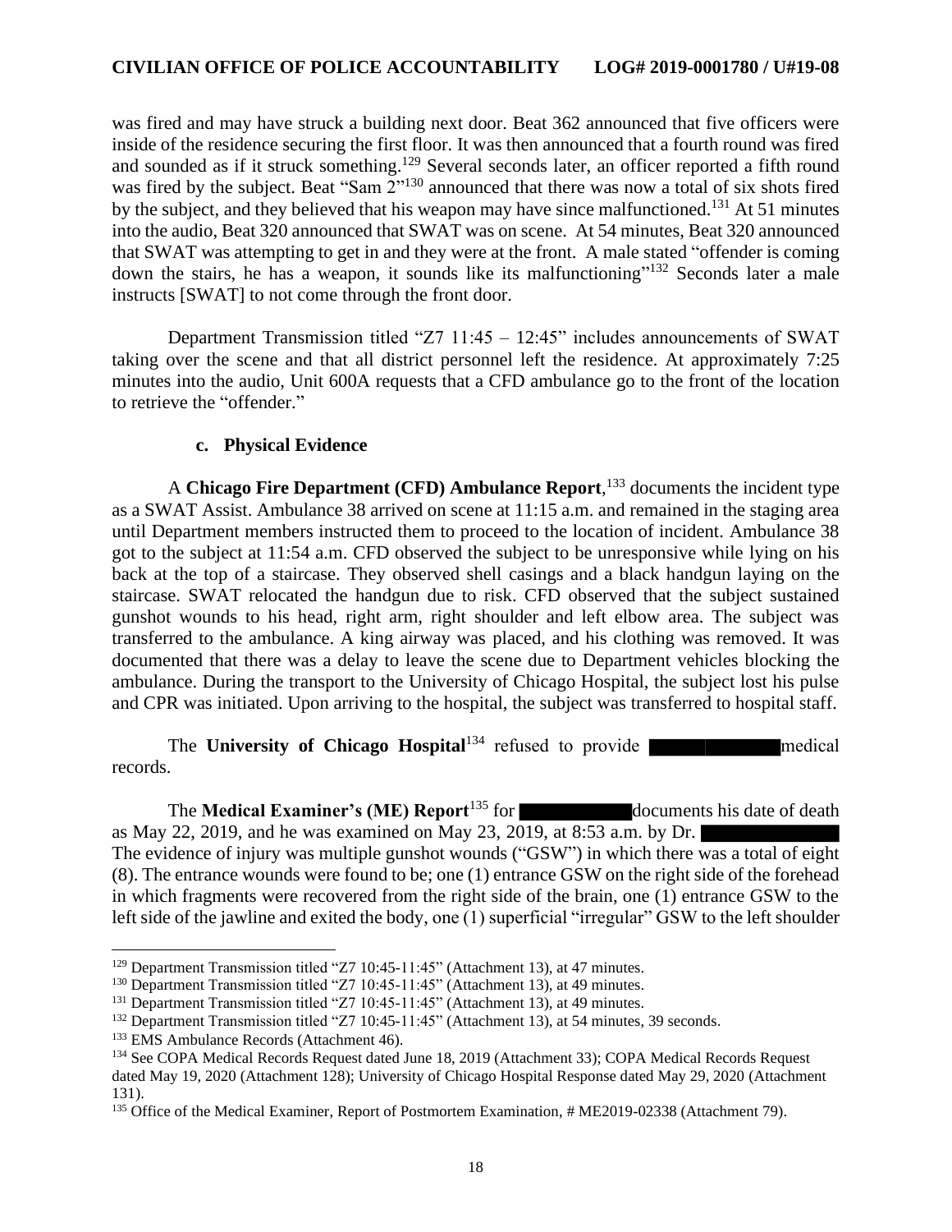was fired and may have struck a building next door. Beat 362 announced that five officers were inside of the residence securing the first floor. It was then announced that a fourth round was fired and sounded as if it struck something.[129] Several seconds later, an officer reported a fifth round was fired by the subject. Beat "Sam 2"[130] announced that there was now a total of six shots fired by the subject, and they believed that his weapon may have since malfunctioned.[131] At 51 minutes into the audio, Beat 320 announced that SWAT was on scene. At 54 minutes, Beat 320 announced that SWAT was attempting to get in and they were at the front. A male stated "offender is coming down the stairs, he has a weapon, it sounds like its malfunctioning"[132] Seconds later a male instructs [SWAT] to not come through the front door.

Department Transmission titled "Z7 11:45 – 12:45" includes announcements of SWAT taking over the scene and that all district personnel left the residence. At approximately 7:25 minutes into the audio, Unit 600A requests that a CFD ambulance go to the front of the location to retrieve the "offender."

### c. Physical Evidence

A **Chicago Fire Department (CFD) Ambulance Report**,[133] documents the incident type as a SWAT Assist. Ambulance 38 arrived on scene at 11:15 a.m. and remained in the staging area until Department members instructed them to proceed to the location of incident. Ambulance 38 got to the subject at 11:54 a.m. CFD observed the subject to be unresponsive while lying on his back at the top of a staircase. They observed shell casings and a black handgun laying on the staircase. SWAT relocated the handgun due to risk. CFD observed that the subject sustained gunshot wounds to his head, right arm, right shoulder and left elbow area. The subject was transferred to the ambulance. A king airway was placed, and his clothing was removed. It was documented that there was a delay to leave the scene due to Department vehicles blocking the ambulance. During the transport to the University of Chicago Hospital, the subject lost his pulse and CPR was initiated. Upon arriving to the hospital, the subject was transferred to hospital staff.

The **University of Chicago Hospital**[134] refused to provide ████████ medical records.

The **Medical Examiner's (ME) Report**[135] for ████████ documents his date of death as May 22, 2019, and he was examined on May 23, 2019, at 8:53 a.m. by Dr. ████████ The evidence of injury was multiple gunshot wounds ("GSW") in which there was a total of eight (8). The entrance wounds were found to be; one (1) entrance GSW on the right side of the forehead in which fragments were recovered from the right side of the brain, one (1) entrance GSW to the left side of the jawline and exited the body, one (1) superficial "irregular" GSW to the left shoulder

---

[129] Department Transmission titled "Z7 10:45-11:45" (Attachment 13), at 47 minutes.

[130] Department Transmission titled "Z7 10:45-11:45" (Attachment 13), at 49 minutes.

[131] Department Transmission titled "Z7 10:45-11:45" (Attachment 13), at 49 minutes.

[132] Department Transmission titled "Z7 10:45-11:45" (Attachment 13), at 54 minutes, 39 seconds.

[133] EMS Ambulance Records (Attachment 46).

[134] See COPA Medical Records Request dated June 18, 2019 (Attachment 33); COPA Medical Records Request dated May 19, 2020 (Attachment 128); University of Chicago Hospital Response dated May 29, 2020 (Attachment 131).

[135] Office of the Medical Examiner, Report of Postmortem Examination, # ME2019-02338 (Attachment 79).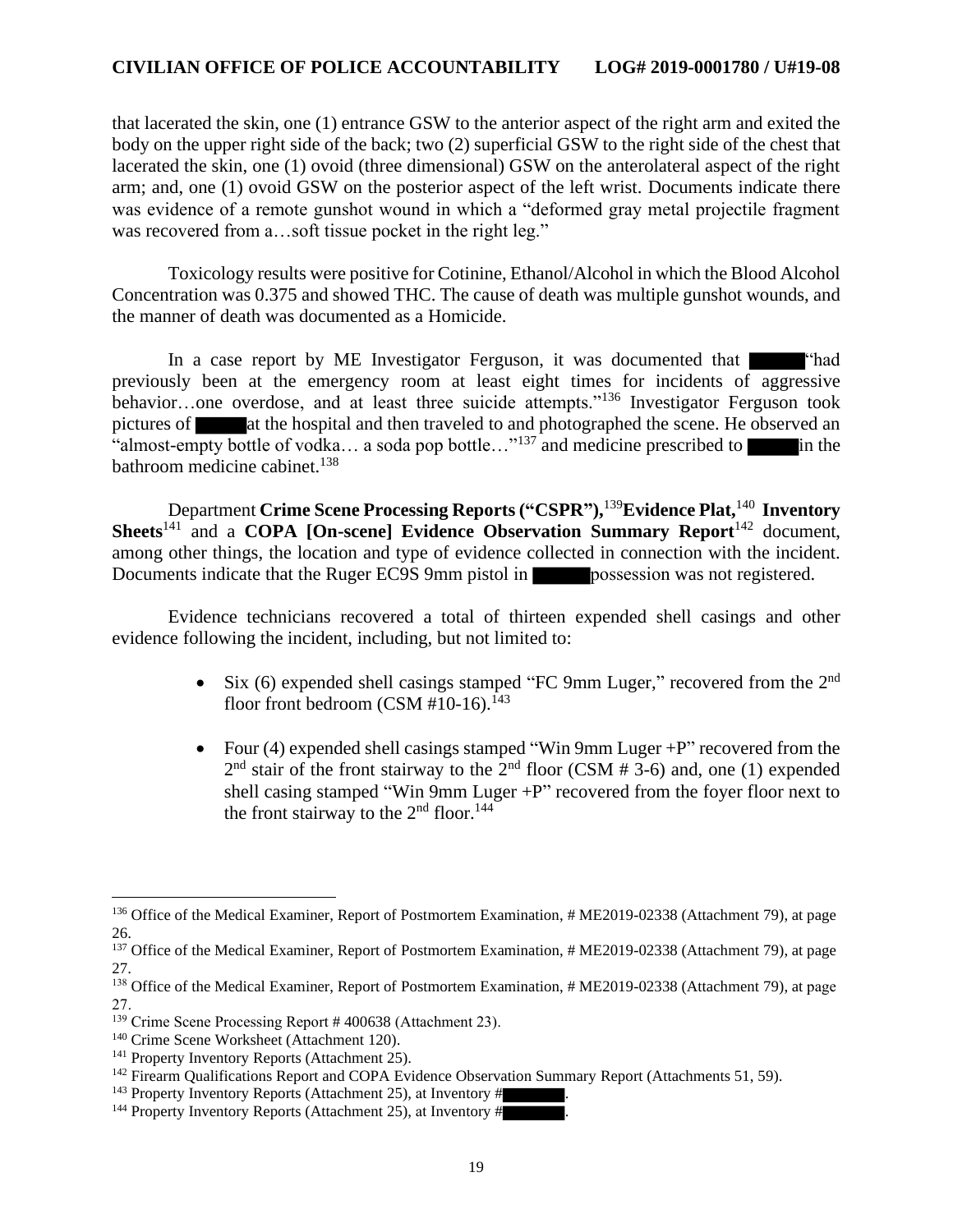that lacerated the skin, one (1) entrance GSW to the anterior aspect of the right arm and exited the body on the upper right side of the back; two (2) superficial GSW to the right side of the chest that lacerated the skin, one (1) ovoid (three dimensional) GSW on the anterolateral aspect of the right arm; and, one (1) ovoid GSW on the posterior aspect of the left wrist. Documents indicate there was evidence of a remote gunshot wound in which a "deformed gray metal projectile fragment was recovered from a…soft tissue pocket in the right leg."

Toxicology results were positive for Cotinine, Ethanol/Alcohol in which the Blood Alcohol Concentration was 0.375 and showed THC. The cause of death was multiple gunshot wounds, and the manner of death was documented as a Homicide.

In a case report by ME Investigator Ferguson, it was documented that ██████ "had previously been at the emergency room at least eight times for incidents of aggressive behavior…one overdose, and at least three suicide attempts."[136] Investigator Ferguson took pictures of ██████ at the hospital and then traveled to and photographed the scene. He observed an "almost-empty bottle of vodka… a soda pop bottle…"[137] and medicine prescribed to ██████ in the bathroom medicine cabinet.[138]

Department **Crime Scene Processing Reports ("CSPR"),**[139] **Evidence Plat,**[140] **Inventory Sheets**[141] and a **COPA [On-scene] Evidence Observation Summary Report**[142] document, among other things, the location and type of evidence collected in connection with the incident. Documents indicate that the Ruger EC9S 9mm pistol in ██████ possession was not registered.

Evidence technicians recovered a total of thirteen expended shell casings and other evidence following the incident, including, but not limited to:

- Six (6) expended shell casings stamped "FC 9mm Luger," recovered from the 2nd floor front bedroom (CSM #10-16).[143]
- Four (4) expended shell casings stamped "Win 9mm Luger +P" recovered from the 2nd stair of the front stairway to the 2nd floor (CSM # 3-6) and, one (1) expended shell casing stamped "Win 9mm Luger +P" recovered from the foyer floor next to the front stairway to the 2nd floor.[144]

---

[136] Office of the Medical Examiner, Report of Postmortem Examination, # ME2019-02338 (Attachment 79), at page 26.

[137] Office of the Medical Examiner, Report of Postmortem Examination, # ME2019-02338 (Attachment 79), at page 27.

[138] Office of the Medical Examiner, Report of Postmortem Examination, # ME2019-02338 (Attachment 79), at page 27.

[139] Crime Scene Processing Report # 400638 (Attachment 23).

[140] Crime Scene Worksheet (Attachment 120).

[141] Property Inventory Reports (Attachment 25).

[142] Firearm Qualifications Report and COPA Evidence Observation Summary Report (Attachments 51, 59).

[143] Property Inventory Reports (Attachment 25), at Inventory #██████.

[144] Property Inventory Reports (Attachment 25), at Inventory #██████.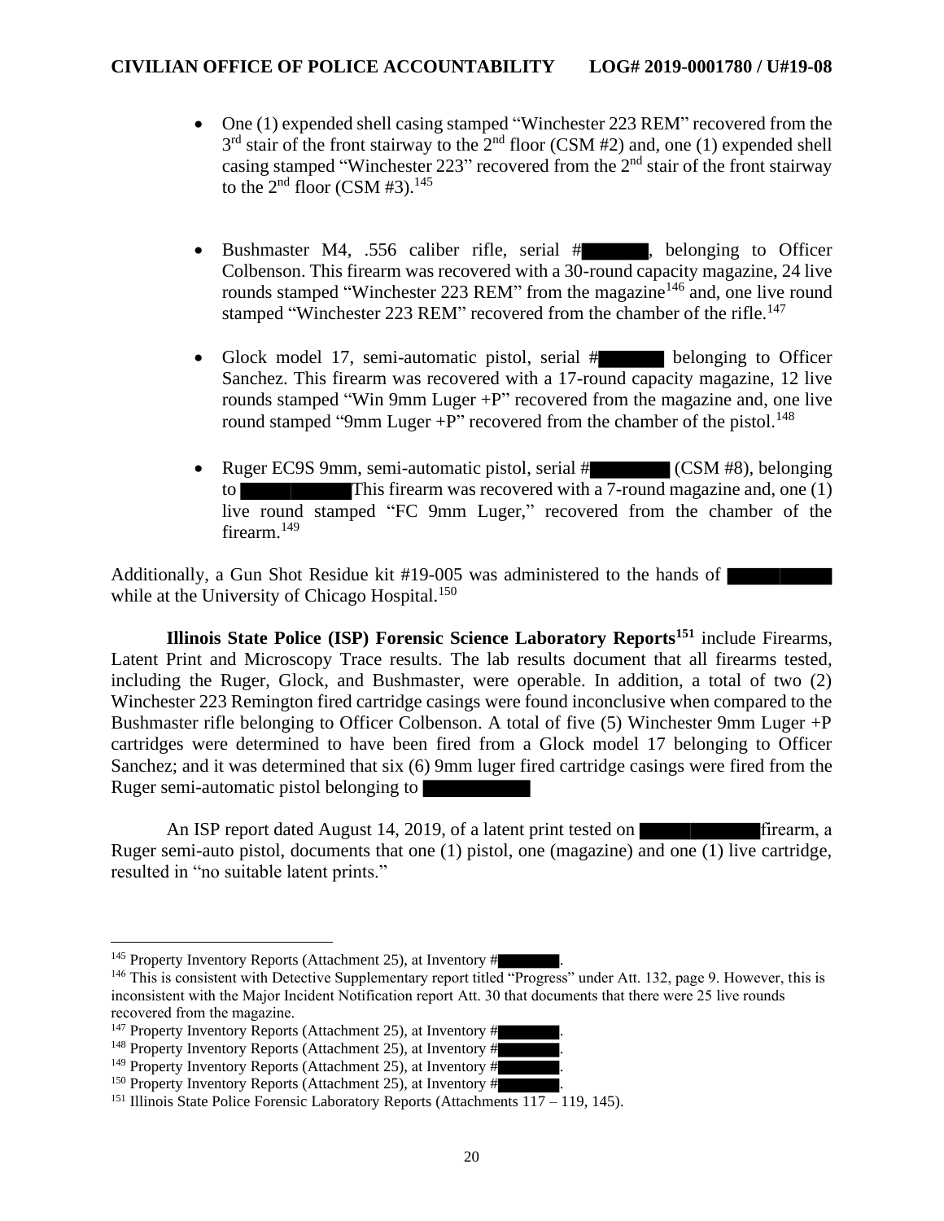- One (1) expended shell casing stamped "Winchester 223 REM" recovered from the 3rd stair of the front stairway to the 2nd floor (CSM #2) and, one (1) expended shell casing stamped "Winchester 223" recovered from the 2nd stair of the front stairway to the 2nd floor (CSM #3).[145]

- Bushmaster M4, .556 caliber rifle, serial # ██████, belonging to Officer Colbenson. This firearm was recovered with a 30-round capacity magazine, 24 live rounds stamped "Winchester 223 REM" from the magazine[146] and, one live round stamped "Winchester 223 REM" recovered from the chamber of the rifle.[147]

- Glock model 17, semi-automatic pistol, serial # ██████ belonging to Officer Sanchez. This firearm was recovered with a 17-round capacity magazine, 12 live rounds stamped "Win 9mm Luger +P" recovered from the magazine and, one live round stamped "9mm Luger +P" recovered from the chamber of the pistol.[148]

- Ruger EC9S 9mm, semi-automatic pistol, serial # ██████ (CSM #8), belonging to ██████ This firearm was recovered with a 7-round magazine and, one (1) live round stamped "FC 9mm Luger," recovered from the chamber of the firearm.[149]

Additionally, a Gun Shot Residue kit #19-005 was administered to the hands of ██████ while at the University of Chicago Hospital.[150]

**Illinois State Police (ISP) Forensic Science Laboratory Reports[151]** include Firearms, Latent Print and Microscopy Trace results. The lab results document that all firearms tested, including the Ruger, Glock, and Bushmaster, were operable. In addition, a total of two (2) Winchester 223 Remington fired cartridge casings were found inconclusive when compared to the Bushmaster rifle belonging to Officer Colbenson. A total of five (5) Winchester 9mm Luger +P cartridges were determined to have been fired from a Glock model 17 belonging to Officer Sanchez; and it was determined that six (6) 9mm luger fired cartridge casings were fired from the Ruger semi-automatic pistol belonging to ██████

An ISP report dated August 14, 2019, of a latent print tested on ██████ firearm, a Ruger semi-auto pistol, documents that one (1) pistol, one (magazine) and one (1) live cartridge, resulted in "no suitable latent prints."

---

[145] Property Inventory Reports (Attachment 25), at Inventory # ██████.

[146] This is consistent with Detective Supplementary report titled "Progress" under Att. 132, page 9. However, this is inconsistent with the Major Incident Notification report Att. 30 that documents that there were 25 live rounds recovered from the magazine.

[147] Property Inventory Reports (Attachment 25), at Inventory # ██████.

[148] Property Inventory Reports (Attachment 25), at Inventory # ██████.

[149] Property Inventory Reports (Attachment 25), at Inventory # ██████.

[150] Property Inventory Reports (Attachment 25), at Inventory # ██████.

[151] Illinois State Police Forensic Laboratory Reports (Attachments 117 – 119, 145).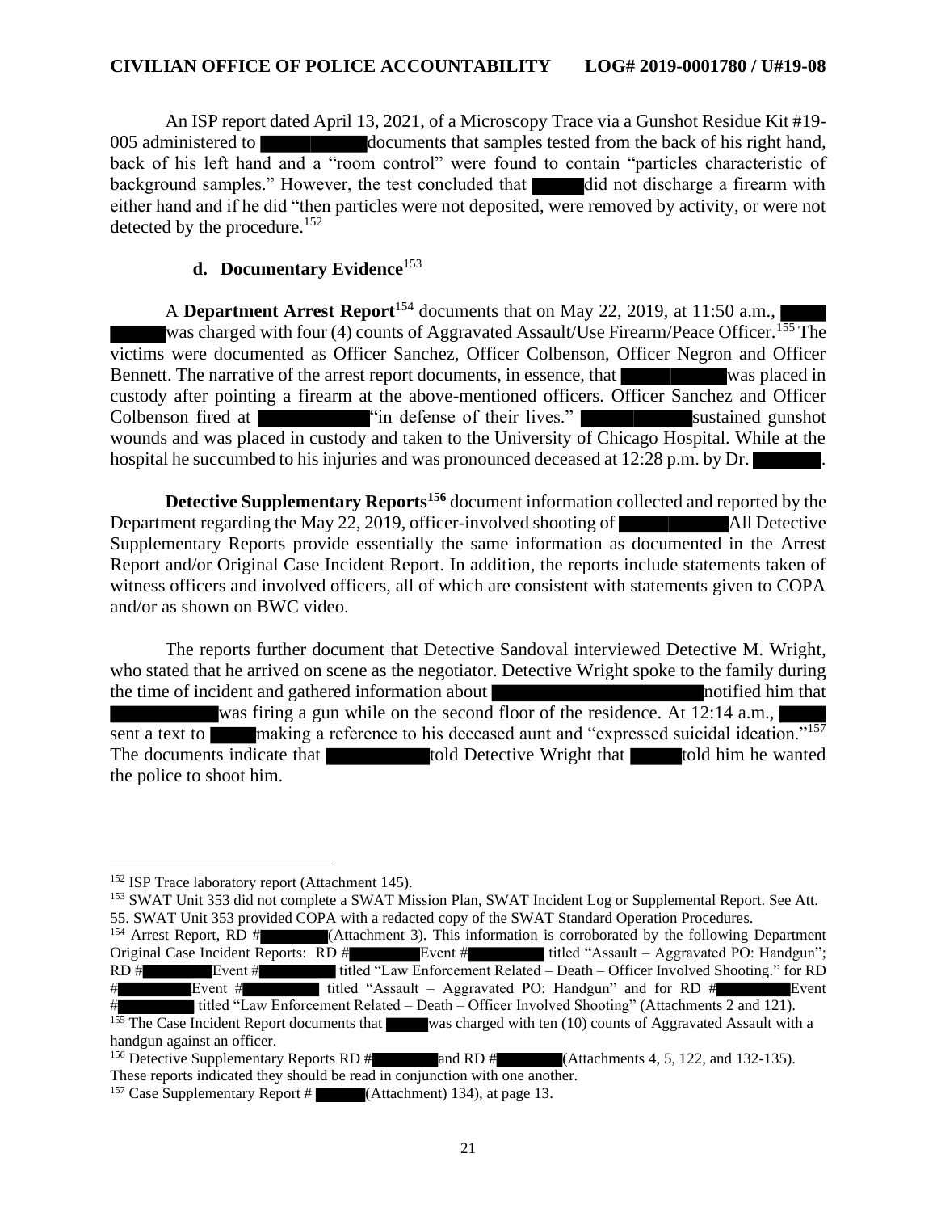An ISP report dated April 13, 2021, of a Microscopy Trace via a Gunshot Residue Kit #19-005 administered to ██████ documents that samples tested from the back of his right hand, back of his left hand and a "room control" were found to contain "particles characteristic of background samples." However, the test concluded that ███ did not discharge a firearm with either hand and if he did "then particles were not deposited, were removed by activity, or were not detected by the procedure.[152]

### d. Documentary Evidence[153]

A **Department Arrest Report**[154] documents that on May 22, 2019, at 11:50 a.m., ██████ was charged with four (4) counts of Aggravated Assault/Use Firearm/Peace Officer.[155] The victims were documented as Officer Sanchez, Officer Colbenson, Officer Negron and Officer Bennett. The narrative of the arrest report documents, in essence, that ██████ was placed in custody after pointing a firearm at the above-mentioned officers. Officer Sanchez and Officer Colbenson fired at ██████ "in defense of their lives." ██████ sustained gunshot wounds and was placed in custody and taken to the University of Chicago Hospital. While at the hospital he succumbed to his injuries and was pronounced deceased at 12:28 p.m. by Dr. ████.

**Detective Supplementary Reports**[156] document information collected and reported by the Department regarding the May 22, 2019, officer-involved shooting of ██████ All Detective Supplementary Reports provide essentially the same information as documented in the Arrest Report and/or Original Case Incident Report. In addition, the reports include statements taken of witness officers and involved officers, all of which are consistent with statements given to COPA and/or as shown on BWC video.

The reports further document that Detective Sandoval interviewed Detective M. Wright, who stated that he arrived on scene as the negotiator. Detective Wright spoke to the family during the time of incident and gathered information about ██████████ notified him that ██████ was firing a gun while on the second floor of the residence. At 12:14 a.m., ███ sent a text to ███ making a reference to his deceased aunt and "expressed suicidal ideation."[157] The documents indicate that ██████ told Detective Wright that ███ told him he wanted the police to shoot him.

---

[152] ISP Trace laboratory report (Attachment 145).

[153] SWAT Unit 353 did not complete a SWAT Mission Plan, SWAT Incident Log or Supplemental Report. See Att. 55. SWAT Unit 353 provided COPA with a redacted copy of the SWAT Standard Operation Procedures.

[154] Arrest Report, RD #████ (Attachment 3). This information is corroborated by the following Department Original Case Incident Reports: RD #████ Event #████ titled "Assault – Aggravated PO: Handgun"; RD #████ Event #████ titled "Law Enforcement Related – Death – Officer Involved Shooting." for RD #████ Event #████ titled "Assault – Aggravated PO: Handgun" and for RD #████ Event #████ titled "Law Enforcement Related – Death – Officer Involved Shooting" (Attachments 2 and 121).

[155] The Case Incident Report documents that ███ was charged with ten (10) counts of Aggravated Assault with a handgun against an officer.

[156] Detective Supplementary Reports RD #████ and RD #████ (Attachments 4, 5, 122, and 132-135). These reports indicated they should be read in conjunction with one another.

[157] Case Supplementary Report # ████ (Attachment) 134), at page 13.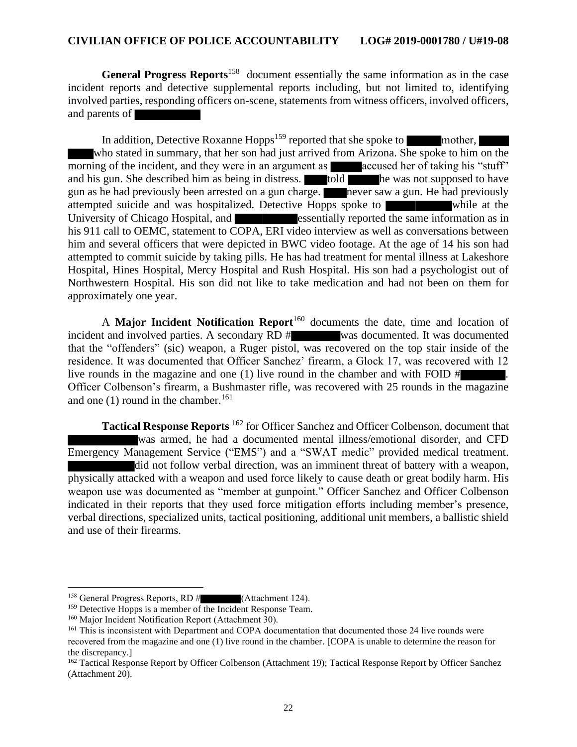**General Progress Reports**[158] document essentially the same information as in the case incident reports and detective supplemental reports including, but not limited to, identifying involved parties, responding officers on-scene, statements from witness officers, involved officers, and parents of ██████

In addition, Detective Roxanne Hopps[159] reported that she spoke to ████ mother, ████ ████ who stated in summary, that her son had just arrived from Arizona. She spoke to him on the morning of the incident, and they were in an argument as ████ accused her of taking his "stuff" and his gun. She described him as being in distress. ████ told ████ he was not supposed to have gun as he had previously been arrested on a gun charge. ████ never saw a gun. He had previously attempted suicide and was hospitalized. Detective Hopps spoke to ██████ while at the University of Chicago Hospital, and ██████ essentially reported the same information as in his 911 call to OEMC, statement to COPA, ERI video interview as well as conversations between him and several officers that were depicted in BWC video footage. At the age of 14 his son had attempted to commit suicide by taking pills. He has had treatment for mental illness at Lakeshore Hospital, Hines Hospital, Mercy Hospital and Rush Hospital. His son had a psychologist out of Northwestern Hospital. His son did not like to take medication and had not been on them for approximately one year.

A **Major Incident Notification Report**[160] documents the date, time and location of incident and involved parties. A secondary RD #████ was documented. It was documented that the "offenders" (sic) weapon, a Ruger pistol, was recovered on the top stair inside of the residence. It was documented that Officer Sanchez' firearm, a Glock 17, was recovered with 12 live rounds in the magazine and one (1) live round in the chamber and with FOID #████. Officer Colbenson's firearm, a Bushmaster rifle, was recovered with 25 rounds in the magazine and one (1) round in the chamber.[161]

**Tactical Response Reports** [162] for Officer Sanchez and Officer Colbenson, document that ██████ was armed, he had a documented mental illness/emotional disorder, and CFD Emergency Management Service ("EMS") and a "SWAT medic" provided medical treatment. ██████ did not follow verbal direction, was an imminent threat of battery with a weapon, physically attacked with a weapon and used force likely to cause death or great bodily harm. His weapon use was documented as "member at gunpoint." Officer Sanchez and Officer Colbenson indicated in their reports that they used force mitigation efforts including member's presence, verbal directions, specialized units, tactical positioning, additional unit members, a ballistic shield and use of their firearms.

---

[158] General Progress Reports, RD #████ (Attachment 124).

[159] Detective Hopps is a member of the Incident Response Team.

[160] Major Incident Notification Report (Attachment 30).

[161] This is inconsistent with Department and COPA documentation that documented those 24 live rounds were recovered from the magazine and one (1) live round in the chamber. [COPA is unable to determine the reason for the discrepancy.]

[162] Tactical Response Report by Officer Colbenson (Attachment 19); Tactical Response Report by Officer Sanchez (Attachment 20).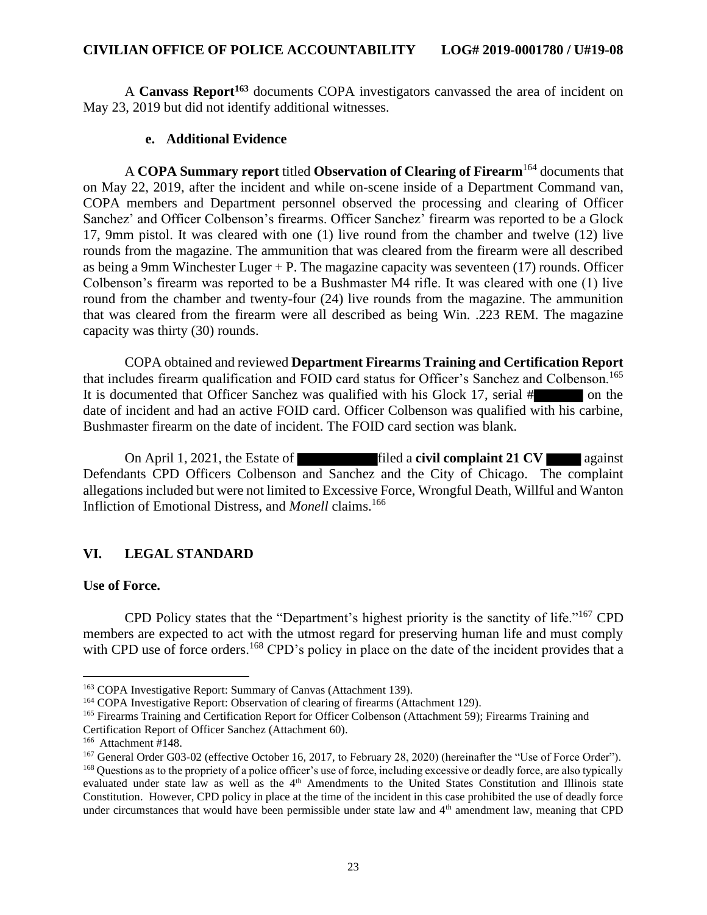A **Canvass Report**[163] documents COPA investigators canvassed the area of incident on May 23, 2019 but did not identify additional witnesses.

### e. Additional Evidence

A **COPA Summary report** titled **Observation of Clearing of Firearm**[164] documents that on May 22, 2019, after the incident and while on-scene inside of a Department Command van, COPA members and Department personnel observed the processing and clearing of Officer Sanchez' and Officer Colbenson's firearms. Officer Sanchez' firearm was reported to be a Glock 17, 9mm pistol. It was cleared with one (1) live round from the chamber and twelve (12) live rounds from the magazine. The ammunition that was cleared from the firearm were all described as being a 9mm Winchester Luger + P. The magazine capacity was seventeen (17) rounds. Officer Colbenson's firearm was reported to be a Bushmaster M4 rifle. It was cleared with one (1) live round from the chamber and twenty-four (24) live rounds from the magazine. The ammunition that was cleared from the firearm were all described as being Win. .223 REM. The magazine capacity was thirty (30) rounds.

COPA obtained and reviewed **Department Firearms Training and Certification Report** that includes firearm qualification and FOID card status for Officer's Sanchez and Colbenson.[165] It is documented that Officer Sanchez was qualified with his Glock 17, serial # ██████ on the date of incident and had an active FOID card. Officer Colbenson was qualified with his carbine, Bushmaster firearm on the date of incident. The FOID card section was blank.

On April 1, 2021, the Estate of ██████████ filed a **civil complaint 21 CV** █████ against Defendants CPD Officers Colbenson and Sanchez and the City of Chicago. The complaint allegations included but were not limited to Excessive Force, Wrongful Death, Willful and Wanton Infliction of Emotional Distress, and *Monell* claims.[166]

## VI. LEGAL STANDARD

**Use of Force.**

CPD Policy states that the "Department's highest priority is the sanctity of life."[167] CPD members are expected to act with the utmost regard for preserving human life and must comply with CPD use of force orders.[168] CPD's policy in place on the date of the incident provides that a

---

[163] COPA Investigative Report: Summary of Canvas (Attachment 139).

[164] COPA Investigative Report: Observation of clearing of firearms (Attachment 129).

[165] Firearms Training and Certification Report for Officer Colbenson (Attachment 59); Firearms Training and Certification Report of Officer Sanchez (Attachment 60).

[166] Attachment #148.

[167] General Order G03-02 (effective October 16, 2017, to February 28, 2020) (hereinafter the "Use of Force Order").

[168] Questions as to the propriety of a police officer's use of force, including excessive or deadly force, are also typically evaluated under state law as well as the 4th Amendments to the United States Constitution and Illinois state Constitution. However, CPD policy in place at the time of the incident in this case prohibited the use of deadly force under circumstances that would have been permissible under state law and 4th amendment law, meaning that CPD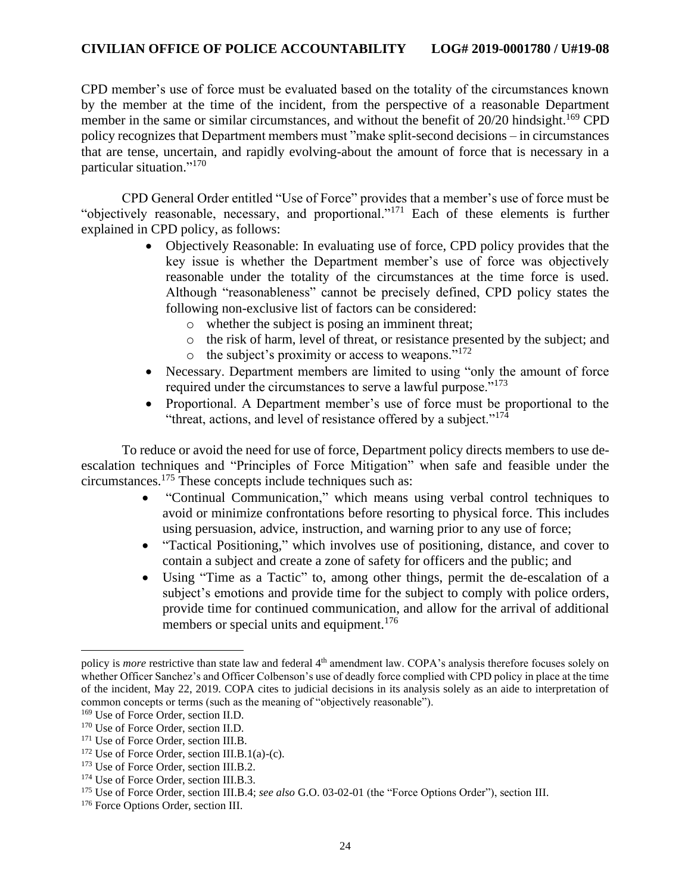CPD member's use of force must be evaluated based on the totality of the circumstances known by the member at the time of the incident, from the perspective of a reasonable Department member in the same or similar circumstances, and without the benefit of 20/20 hindsight.[169] CPD policy recognizes that Department members must "make split-second decisions – in circumstances that are tense, uncertain, and rapidly evolving-about the amount of force that is necessary in a particular situation."[170]

CPD General Order entitled "Use of Force" provides that a member's use of force must be "objectively reasonable, necessary, and proportional."[171] Each of these elements is further explained in CPD policy, as follows:

- Objectively Reasonable: In evaluating use of force, CPD policy provides that the key issue is whether the Department member's use of force was objectively reasonable under the totality of the circumstances at the time force is used. Although "reasonableness" cannot be precisely defined, CPD policy states the following non-exclusive list of factors can be considered:
  - whether the subject is posing an imminent threat;
  - the risk of harm, level of threat, or resistance presented by the subject; and
  - the subject's proximity or access to weapons."[172]
- Necessary. Department members are limited to using "only the amount of force required under the circumstances to serve a lawful purpose."[173]
- Proportional. A Department member's use of force must be proportional to the "threat, actions, and level of resistance offered by a subject."[174]

To reduce or avoid the need for use of force, Department policy directs members to use de-escalation techniques and "Principles of Force Mitigation" when safe and feasible under the circumstances.[175] These concepts include techniques such as:

- "Continual Communication," which means using verbal control techniques to avoid or minimize confrontations before resorting to physical force. This includes using persuasion, advice, instruction, and warning prior to any use of force;
- "Tactical Positioning," which involves use of positioning, distance, and cover to contain a subject and create a zone of safety for officers and the public; and
- Using "Time as a Tactic" to, among other things, permit the de-escalation of a subject's emotions and provide time for the subject to comply with police orders, provide time for continued communication, and allow for the arrival of additional members or special units and equipment.[176]

---

policy is *more* restrictive than state law and federal 4th amendment law. COPA's analysis therefore focuses solely on whether Officer Sanchez's and Officer Colbenson's use of deadly force complied with CPD policy in place at the time of the incident, May 22, 2019. COPA cites to judicial decisions in its analysis solely as an aide to interpretation of common concepts or terms (such as the meaning of "objectively reasonable").

[169] Use of Force Order, section II.D.

[170] Use of Force Order, section II.D.

[171] Use of Force Order, section III.B.

[172] Use of Force Order, section III.B.1(a)-(c).

[173] Use of Force Order, section III.B.2.

[174] Use of Force Order, section III.B.3.

[175] Use of Force Order, section III.B.4; *see also* G.O. 03-02-01 (the "Force Options Order"), section III.

[176] Force Options Order, section III.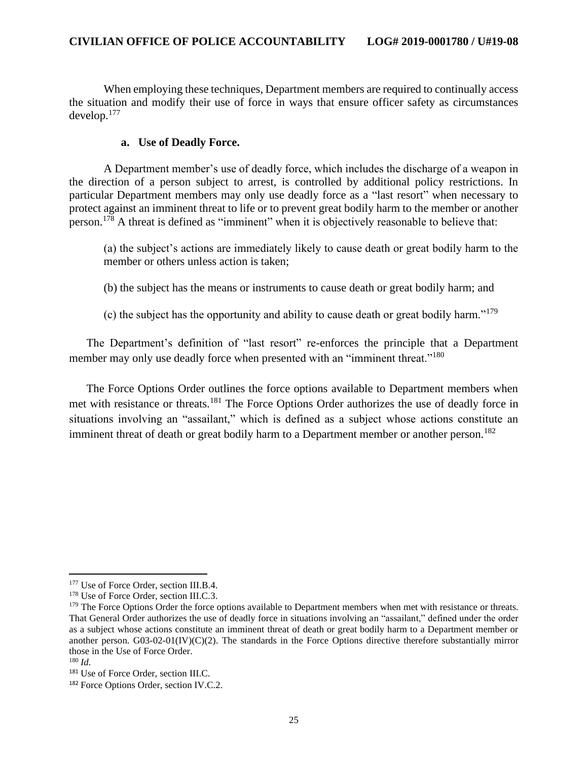When employing these techniques, Department members are required to continually access the situation and modify their use of force in ways that ensure officer safety as circumstances develop.[177]

**a. Use of Deadly Force.**

A Department member's use of deadly force, which includes the discharge of a weapon in the direction of a person subject to arrest, is controlled by additional policy restrictions. In particular Department members may only use deadly force as a "last resort" when necessary to protect against an imminent threat to life or to prevent great bodily harm to the member or another person.[178] A threat is defined as "imminent" when it is objectively reasonable to believe that:

> (a) the subject's actions are immediately likely to cause death or great bodily harm to the member or others unless action is taken;
>
> (b) the subject has the means or instruments to cause death or great bodily harm; and
>
> (c) the subject has the opportunity and ability to cause death or great bodily harm."[179]

The Department's definition of "last resort" re-enforces the principle that a Department member may only use deadly force when presented with an "imminent threat."[180]

The Force Options Order outlines the force options available to Department members when met with resistance or threats.[181] The Force Options Order authorizes the use of deadly force in situations involving an "assailant," which is defined as a subject whose actions constitute an imminent threat of death or great bodily harm to a Department member or another person.[182]

---

[177] Use of Force Order, section III.B.4.

[178] Use of Force Order, section III.C.3.

[179] The Force Options Order the force options available to Department members when met with resistance or threats. That General Order authorizes the use of deadly force in situations involving an "assailant," defined under the order as a subject whose actions constitute an imminent threat of death or great bodily harm to a Department member or another person. G03-02-01(IV)(C)(2). The standards in the Force Options directive therefore substantially mirror those in the Use of Force Order.

[180] *Id*.

[181] Use of Force Order, section III.C.

[182] Force Options Order, section IV.C.2.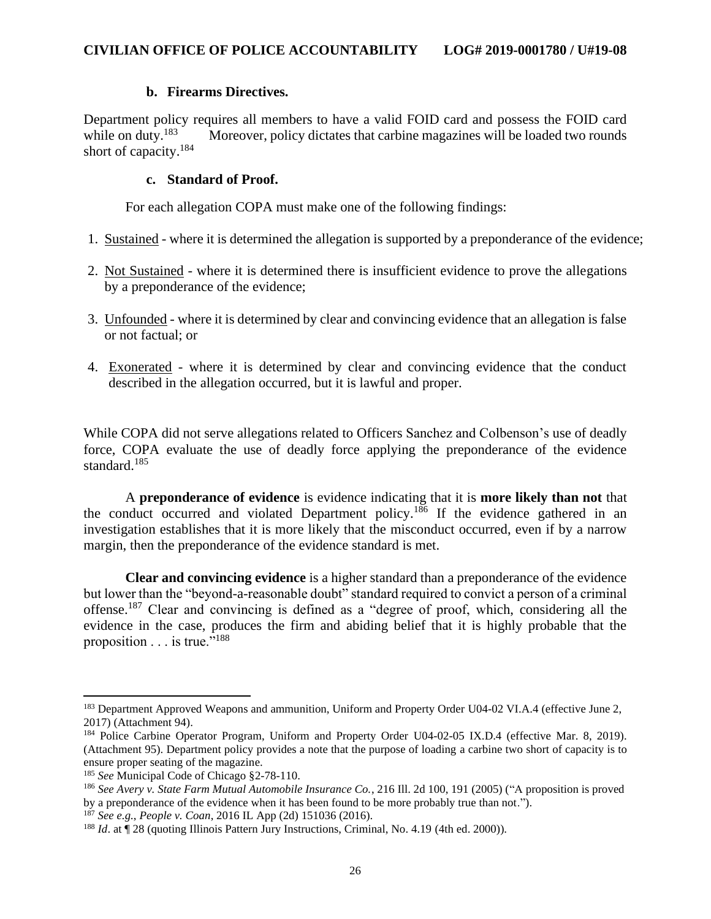### b. Firearms Directives.

Department policy requires all members to have a valid FOID card and possess the FOID card while on duty.[183] Moreover, policy dictates that carbine magazines will be loaded two rounds short of capacity.[184]

### c. Standard of Proof.

For each allegation COPA must make one of the following findings:

1. Sustained - where it is determined the allegation is supported by a preponderance of the evidence;
2. Not Sustained - where it is determined there is insufficient evidence to prove the allegations by a preponderance of the evidence;
3. Unfounded - where it is determined by clear and convincing evidence that an allegation is false or not factual; or
4. Exonerated - where it is determined by clear and convincing evidence that the conduct described in the allegation occurred, but it is lawful and proper.

While COPA did not serve allegations related to Officers Sanchez and Colbenson's use of deadly force, COPA evaluate the use of deadly force applying the preponderance of the evidence standard.[185]

A **preponderance of evidence** is evidence indicating that it is **more likely than not** that the conduct occurred and violated Department policy.[186] If the evidence gathered in an investigation establishes that it is more likely that the misconduct occurred, even if by a narrow margin, then the preponderance of the evidence standard is met.

**Clear and convincing evidence** is a higher standard than a preponderance of the evidence but lower than the "beyond-a-reasonable doubt" standard required to convict a person of a criminal offense.[187] Clear and convincing is defined as a "degree of proof, which, considering all the evidence in the case, produces the firm and abiding belief that it is highly probable that the proposition . . . is true."[188]

---

[183] Department Approved Weapons and ammunition, Uniform and Property Order U04-02 VI.A.4 (effective June 2, 2017) (Attachment 94).

[184] Police Carbine Operator Program, Uniform and Property Order U04-02-05 IX.D.4 (effective Mar. 8, 2019). (Attachment 95). Department policy provides a note that the purpose of loading a carbine two short of capacity is to ensure proper seating of the magazine.

[185] *See* Municipal Code of Chicago §2-78-110.

[186] *See Avery v. State Farm Mutual Automobile Insurance Co.*, 216 Ill. 2d 100, 191 (2005) ("A proposition is proved by a preponderance of the evidence when it has been found to be more probably true than not.").

[187] *See e.g., People v. Coan*, 2016 IL App (2d) 151036 (2016).

[188] *Id*. at ¶ 28 (quoting Illinois Pattern Jury Instructions, Criminal, No. 4.19 (4th ed. 2000)).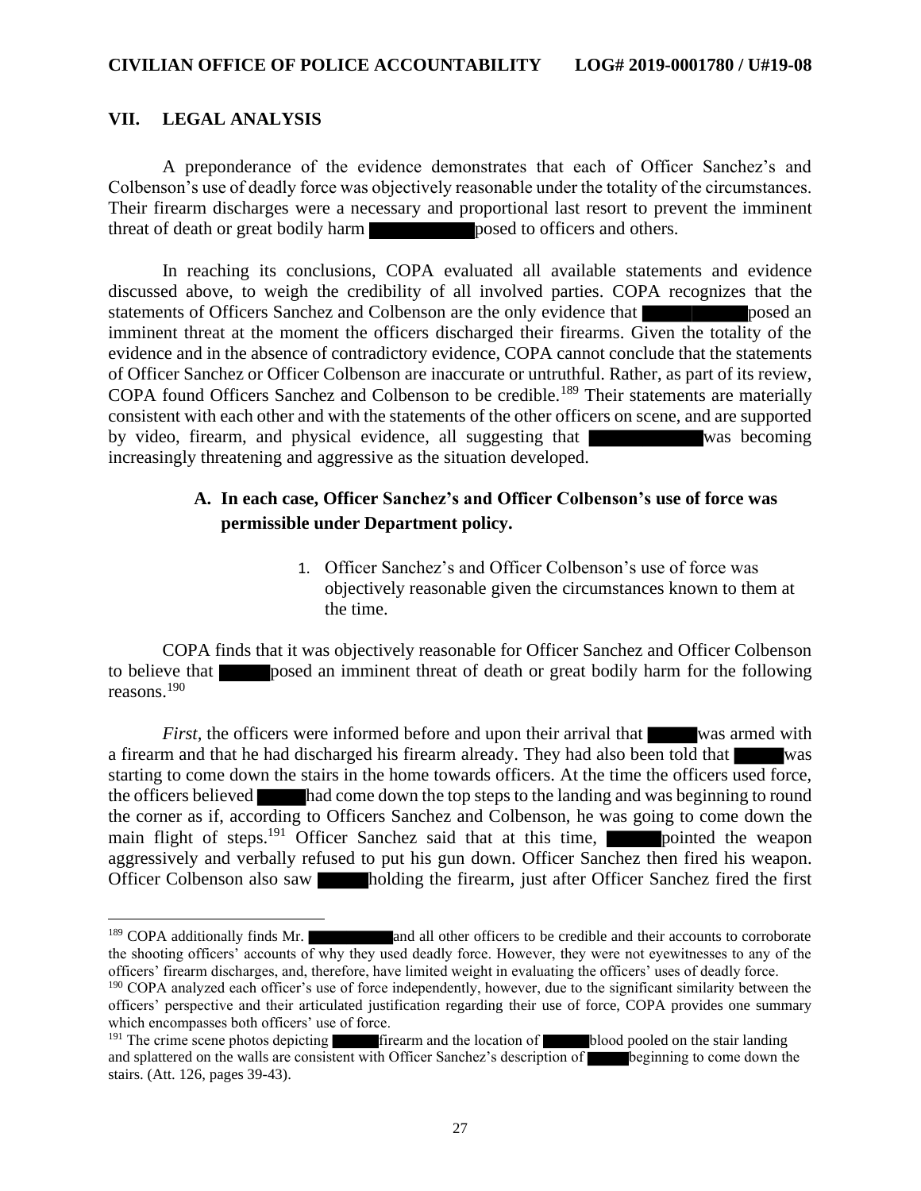## VII. LEGAL ANALYSIS

A preponderance of the evidence demonstrates that each of Officer Sanchez's and Colbenson's use of deadly force was objectively reasonable under the totality of the circumstances. Their firearm discharges were a necessary and proportional last resort to prevent the imminent threat of death or great bodily harm ██████ posed to officers and others.

In reaching its conclusions, COPA evaluated all available statements and evidence discussed above, to weigh the credibility of all involved parties. COPA recognizes that the statements of Officers Sanchez and Colbenson are the only evidence that ██████ posed an imminent threat at the moment the officers discharged their firearms. Given the totality of the evidence and in the absence of contradictory evidence, COPA cannot conclude that the statements of Officer Sanchez or Officer Colbenson are inaccurate or untruthful. Rather, as part of its review, COPA found Officers Sanchez and Colbenson to be credible.[189] Their statements are materially consistent with each other and with the statements of the other officers on scene, and are supported by video, firearm, and physical evidence, all suggesting that ██████ was becoming increasingly threatening and aggressive as the situation developed.

### A. In each case, Officer Sanchez's and Officer Colbenson's use of force was permissible under Department policy.

1. Officer Sanchez's and Officer Colbenson's use of force was objectively reasonable given the circumstances known to them at the time.

COPA finds that it was objectively reasonable for Officer Sanchez and Officer Colbenson to believe that ███ posed an imminent threat of death or great bodily harm for the following reasons.[190]

*First*, the officers were informed before and upon their arrival that ███ was armed with a firearm and that he had discharged his firearm already. They had also been told that ███ was starting to come down the stairs in the home towards officers. At the time the officers used force, the officers believed ███ had come down the top steps to the landing and was beginning to round the corner as if, according to Officers Sanchez and Colbenson, he was going to come down the main flight of steps.[191] Officer Sanchez said that at this time, ███ pointed the weapon aggressively and verbally refused to put his gun down. Officer Sanchez then fired his weapon. Officer Colbenson also saw ███ holding the firearm, just after Officer Sanchez fired the first

---

[189] COPA additionally finds Mr. ██████ and all other officers to be credible and their accounts to corroborate the shooting officers' accounts of why they used deadly force. However, they were not eyewitnesses to any of the officers' firearm discharges, and, therefore, have limited weight in evaluating the officers' uses of deadly force.

[190] COPA analyzed each officer's use of force independently, however, due to the significant similarity between the officers' perspective and their articulated justification regarding their use of force, COPA provides one summary which encompasses both officers' use of force.

[191] The crime scene photos depicting ███ firearm and the location of ███ blood pooled on the stair landing and splattered on the walls are consistent with Officer Sanchez's description of ███ beginning to come down the stairs. (Att. 126, pages 39-43).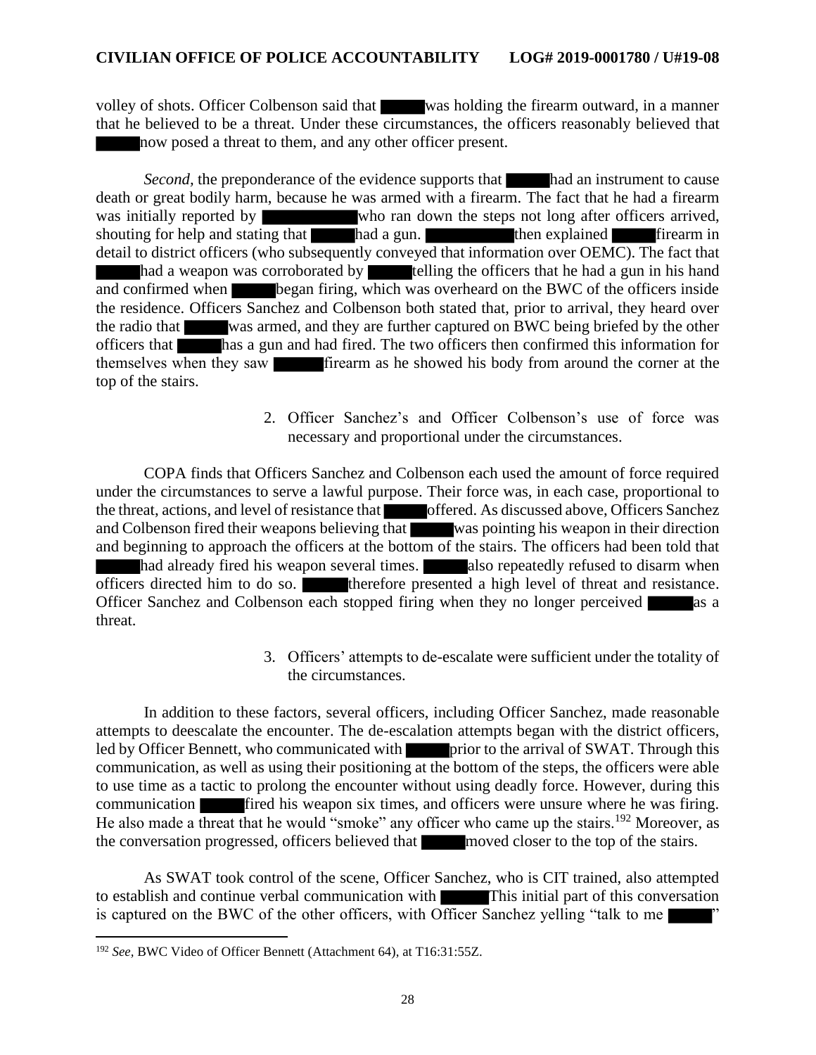volley of shots. Officer Colbenson said that ████ was holding the firearm outward, in a manner that he believed to be a threat. Under these circumstances, the officers reasonably believed that ████ now posed a threat to them, and any other officer present.

*Second,* the preponderance of the evidence supports that ████ had an instrument to cause death or great bodily harm, because he was armed with a firearm. The fact that he had a firearm was initially reported by ████████ who ran down the steps not long after officers arrived, shouting for help and stating that ████ had a gun. ████████ then explained ████ firearm in detail to district officers (who subsequently conveyed that information over OEMC). The fact that ████ had a weapon was corroborated by ████ telling the officers that he had a gun in his hand and confirmed when ████ began firing, which was overheard on the BWC of the officers inside the residence. Officers Sanchez and Colbenson both stated that, prior to arrival, they heard over the radio that ████ was armed, and they are further captured on BWC being briefed by the other officers that ████ has a gun and had fired. The two officers then confirmed this information for themselves when they saw ████ firearm as he showed his body from around the corner at the top of the stairs.

2. Officer Sanchez's and Officer Colbenson's use of force was necessary and proportional under the circumstances.

COPA finds that Officers Sanchez and Colbenson each used the amount of force required under the circumstances to serve a lawful purpose. Their force was, in each case, proportional to the threat, actions, and level of resistance that ████ offered. As discussed above, Officers Sanchez and Colbenson fired their weapons believing that ████ was pointing his weapon in their direction and beginning to approach the officers at the bottom of the stairs. The officers had been told that ████ had already fired his weapon several times. ████ also repeatedly refused to disarm when officers directed him to do so. ████ therefore presented a high level of threat and resistance. Officer Sanchez and Colbenson each stopped firing when they no longer perceived ████ as a threat.

3. Officers' attempts to de-escalate were sufficient under the totality of the circumstances.

In addition to these factors, several officers, including Officer Sanchez, made reasonable attempts to deescalate the encounter. The de-escalation attempts began with the district officers, led by Officer Bennett, who communicated with ████ prior to the arrival of SWAT. Through this communication, as well as using their positioning at the bottom of the steps, the officers were able to use time as a tactic to prolong the encounter without using deadly force. However, during this communication ████ fired his weapon six times, and officers were unsure where he was firing. He also made a threat that he would "smoke" any officer who came up the stairs.[192] Moreover, as the conversation progressed, officers believed that ████ moved closer to the top of the stairs.

As SWAT took control of the scene, Officer Sanchez, who is CIT trained, also attempted to establish and continue verbal communication with ████ This initial part of this conversation is captured on the BWC of the other officers, with Officer Sanchez yelling "talk to me ████"

[192] *See,* BWC Video of Officer Bennett (Attachment 64), at T16:31:55Z.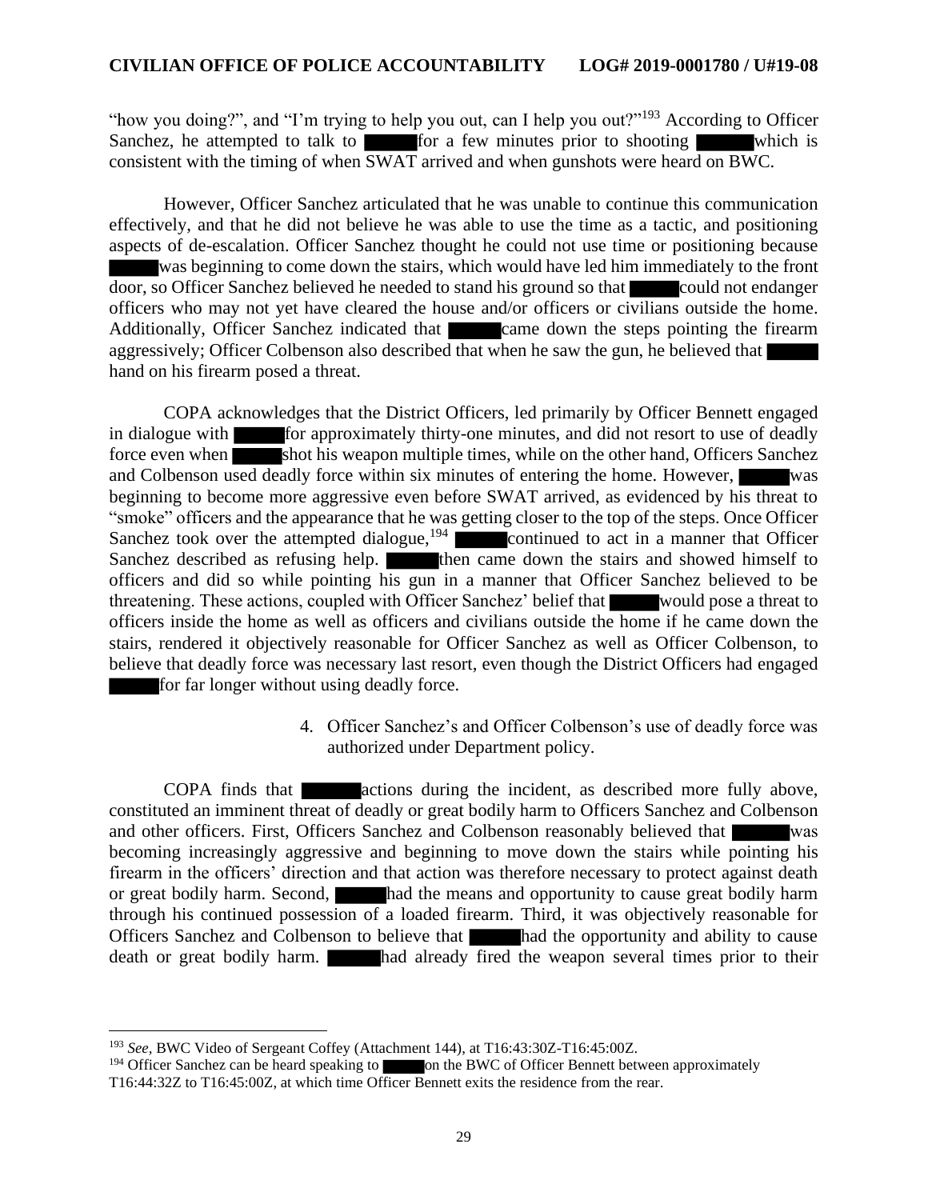"how you doing?", and "I'm trying to help you out, can I help you out?"[193] According to Officer Sanchez, he attempted to talk to ████ for a few minutes prior to shooting ████ which is consistent with the timing of when SWAT arrived and when gunshots were heard on BWC.

However, Officer Sanchez articulated that he was unable to continue this communication effectively, and that he did not believe he was able to use the time as a tactic, and positioning aspects of de-escalation. Officer Sanchez thought he could not use time or positioning because ████ was beginning to come down the stairs, which would have led him immediately to the front door, so Officer Sanchez believed he needed to stand his ground so that ████ could not endanger officers who may not yet have cleared the house and/or officers or civilians outside the home. Additionally, Officer Sanchez indicated that ████ came down the steps pointing the firearm aggressively; Officer Colbenson also described that when he saw the gun, he believed that ████ hand on his firearm posed a threat.

COPA acknowledges that the District Officers, led primarily by Officer Bennett engaged in dialogue with ████ for approximately thirty-one minutes, and did not resort to use of deadly force even when ████ shot his weapon multiple times, while on the other hand, Officers Sanchez and Colbenson used deadly force within six minutes of entering the home. However, ████ was beginning to become more aggressive even before SWAT arrived, as evidenced by his threat to "smoke" officers and the appearance that he was getting closer to the top of the steps. Once Officer Sanchez took over the attempted dialogue,[194] ████ continued to act in a manner that Officer Sanchez described as refusing help. ████ then came down the stairs and showed himself to officers and did so while pointing his gun in a manner that Officer Sanchez believed to be threatening. These actions, coupled with Officer Sanchez' belief that ████ would pose a threat to officers inside the home as well as officers and civilians outside the home if he came down the stairs, rendered it objectively reasonable for Officer Sanchez as well as Officer Colbenson, to believe that deadly force was necessary last resort, even though the District Officers had engaged ████ for far longer without using deadly force.

4. Officer Sanchez's and Officer Colbenson's use of deadly force was authorized under Department policy.

COPA finds that ████ actions during the incident, as described more fully above, constituted an imminent threat of deadly or great bodily harm to Officers Sanchez and Colbenson and other officers. First, Officers Sanchez and Colbenson reasonably believed that ████ was becoming increasingly aggressive and beginning to move down the stairs while pointing his firearm in the officers' direction and that action was therefore necessary to protect against death or great bodily harm. Second, ████ had the means and opportunity to cause great bodily harm through his continued possession of a loaded firearm. Third, it was objectively reasonable for Officers Sanchez and Colbenson to believe that ████ had the opportunity and ability to cause death or great bodily harm. ████ had already fired the weapon several times prior to their

[193] *See*, BWC Video of Sergeant Coffey (Attachment 144), at T16:43:30Z-T16:45:00Z.

[194] Officer Sanchez can be heard speaking to ████ on the BWC of Officer Bennett between approximately T16:44:32Z to T16:45:00Z, at which time Officer Bennett exits the residence from the rear.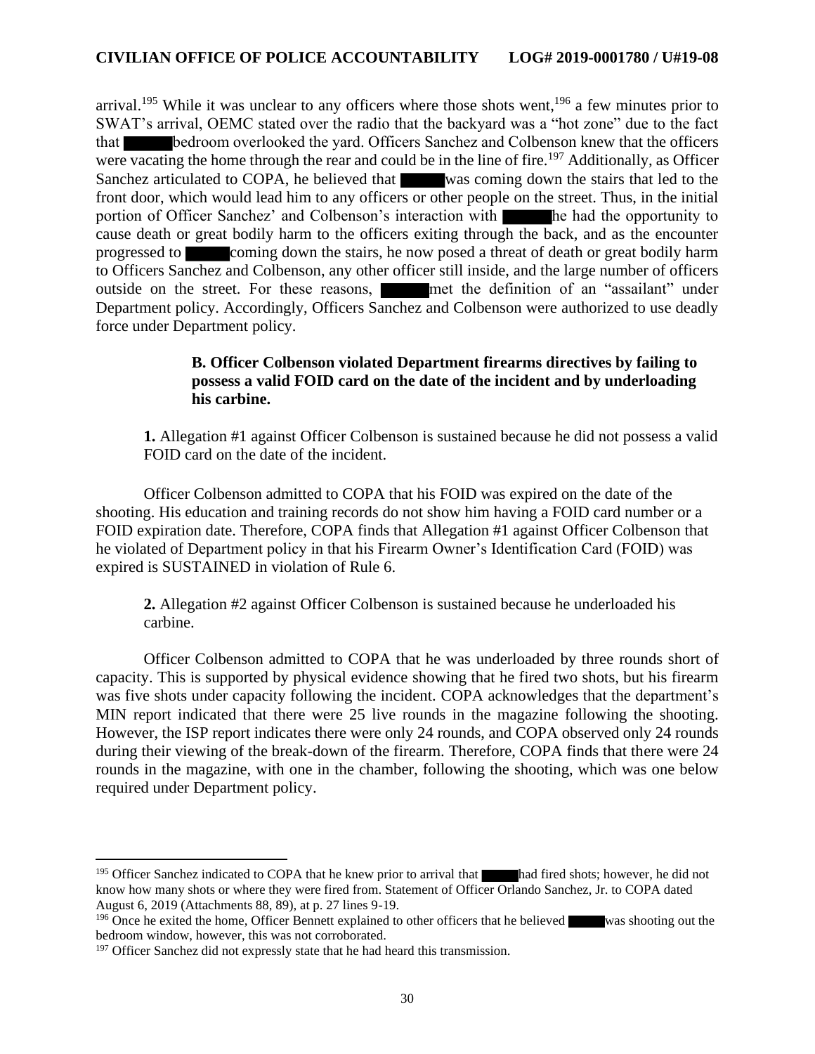arrival.[195] While it was unclear to any officers where those shots went,[196] a few minutes prior to SWAT's arrival, OEMC stated over the radio that the backyard was a "hot zone" due to the fact that ███ bedroom overlooked the yard. Officers Sanchez and Colbenson knew that the officers were vacating the home through the rear and could be in the line of fire.[197] Additionally, as Officer Sanchez articulated to COPA, he believed that ███ was coming down the stairs that led to the front door, which would lead him to any officers or other people on the street. Thus, in the initial portion of Officer Sanchez' and Colbenson's interaction with ███ he had the opportunity to cause death or great bodily harm to the officers exiting through the back, and as the encounter progressed to ███ coming down the stairs, he now posed a threat of death or great bodily harm to Officers Sanchez and Colbenson, any other officer still inside, and the large number of officers outside on the street. For these reasons, ███ met the definition of an "assailant" under Department policy. Accordingly, Officers Sanchez and Colbenson were authorized to use deadly force under Department policy.

**B. Officer Colbenson violated Department firearms directives by failing to possess a valid FOID card on the date of the incident and by underloading his carbine.**

**1.** Allegation #1 against Officer Colbenson is sustained because he did not possess a valid FOID card on the date of the incident.

Officer Colbenson admitted to COPA that his FOID was expired on the date of the shooting. His education and training records do not show him having a FOID card number or a FOID expiration date. Therefore, COPA finds that Allegation #1 against Officer Colbenson that he violated of Department policy in that his Firearm Owner's Identification Card (FOID) was expired is SUSTAINED in violation of Rule 6.

**2.** Allegation #2 against Officer Colbenson is sustained because he underloaded his carbine.

Officer Colbenson admitted to COPA that he was underloaded by three rounds short of capacity. This is supported by physical evidence showing that he fired two shots, but his firearm was five shots under capacity following the incident. COPA acknowledges that the department's MIN report indicated that there were 25 live rounds in the magazine following the shooting. However, the ISP report indicates there were only 24 rounds, and COPA observed only 24 rounds during their viewing of the break-down of the firearm. Therefore, COPA finds that there were 24 rounds in the magazine, with one in the chamber, following the shooting, which was one below required under Department policy.

---

[195] Officer Sanchez indicated to COPA that he knew prior to arrival that ███ had fired shots; however, he did not know how many shots or where they were fired from. Statement of Officer Orlando Sanchez, Jr. to COPA dated August 6, 2019 (Attachments 88, 89), at p. 27 lines 9-19.

[196] Once he exited the home, Officer Bennett explained to other officers that he believed ███ was shooting out the bedroom window, however, this was not corroborated.

[197] Officer Sanchez did not expressly state that he had heard this transmission.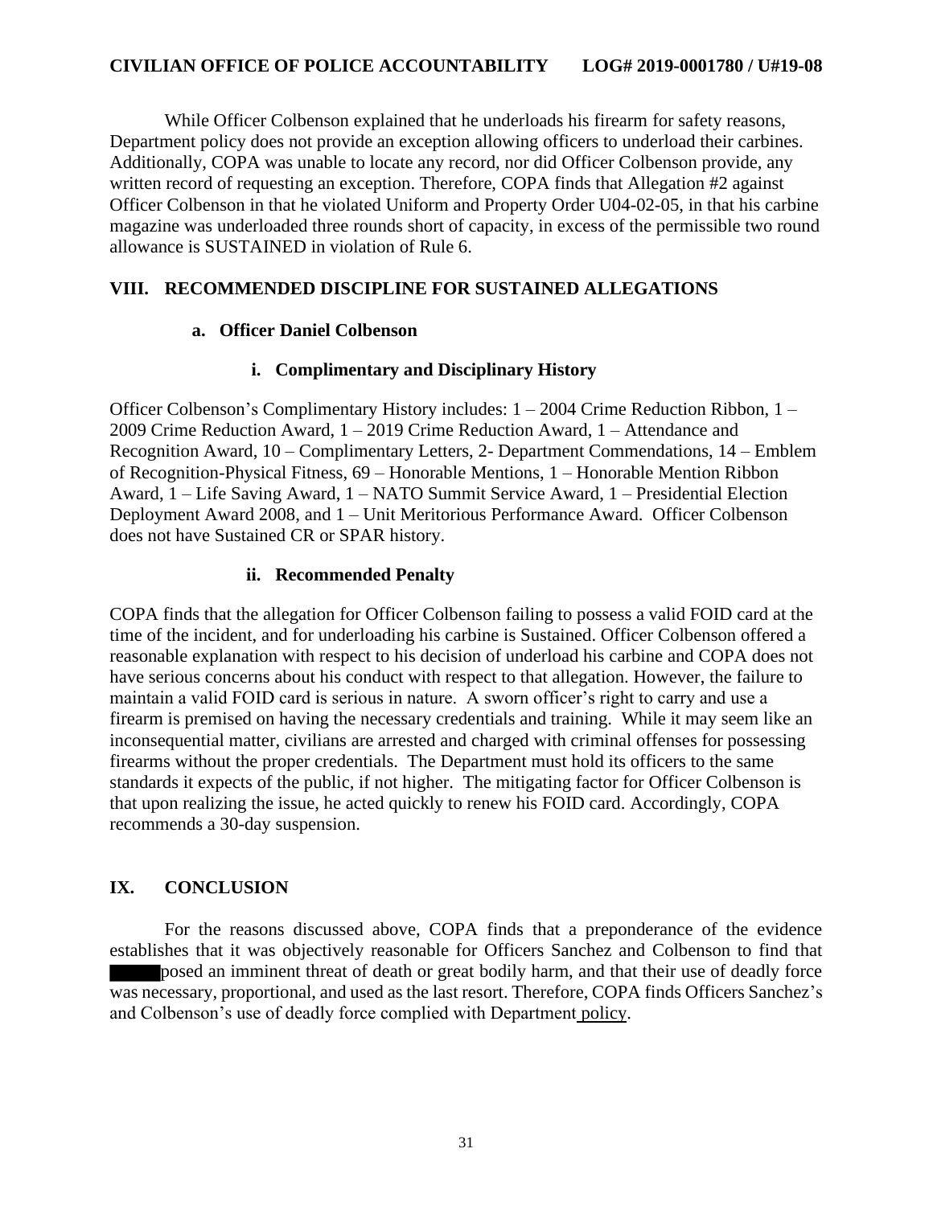While Officer Colbenson explained that he underloads his firearm for safety reasons, Department policy does not provide an exception allowing officers to underload their carbines. Additionally, COPA was unable to locate any record, nor did Officer Colbenson provide, any written record of requesting an exception. Therefore, COPA finds that Allegation #2 against Officer Colbenson in that he violated Uniform and Property Order U04-02-05, in that his carbine magazine was underloaded three rounds short of capacity, in excess of the permissible two round allowance is SUSTAINED in violation of Rule 6.

## VIII. RECOMMENDED DISCIPLINE FOR SUSTAINED ALLEGATIONS

### a. Officer Daniel Colbenson

#### i. Complimentary and Disciplinary History

Officer Colbenson's Complimentary History includes: 1 – 2004 Crime Reduction Ribbon, 1 – 2009 Crime Reduction Award, 1 – 2019 Crime Reduction Award, 1 – Attendance and Recognition Award, 10 – Complimentary Letters, 2- Department Commendations, 14 – Emblem of Recognition-Physical Fitness, 69 – Honorable Mentions, 1 – Honorable Mention Ribbon Award, 1 – Life Saving Award, 1 – NATO Summit Service Award, 1 – Presidential Election Deployment Award 2008, and 1 – Unit Meritorious Performance Award. Officer Colbenson does not have Sustained CR or SPAR history.

#### ii. Recommended Penalty

COPA finds that the allegation for Officer Colbenson failing to possess a valid FOID card at the time of the incident, and for underloading his carbine is Sustained. Officer Colbenson offered a reasonable explanation with respect to his decision of underload his carbine and COPA does not have serious concerns about his conduct with respect to that allegation. However, the failure to maintain a valid FOID card is serious in nature. A sworn officer's right to carry and use a firearm is premised on having the necessary credentials and training. While it may seem like an inconsequential matter, civilians are arrested and charged with criminal offenses for possessing firearms without the proper credentials. The Department must hold its officers to the same standards it expects of the public, if not higher. The mitigating factor for Officer Colbenson is that upon realizing the issue, he acted quickly to renew his FOID card. Accordingly, COPA recommends a 30-day suspension.

## IX. CONCLUSION

For the reasons discussed above, COPA finds that a preponderance of the evidence establishes that it was objectively reasonable for Officers Sanchez and Colbenson to find that ████ posed an imminent threat of death or great bodily harm, and that their use of deadly force was necessary, proportional, and used as the last resort. Therefore, COPA finds Officers Sanchez's and Colbenson's use of deadly force complied with Department policy.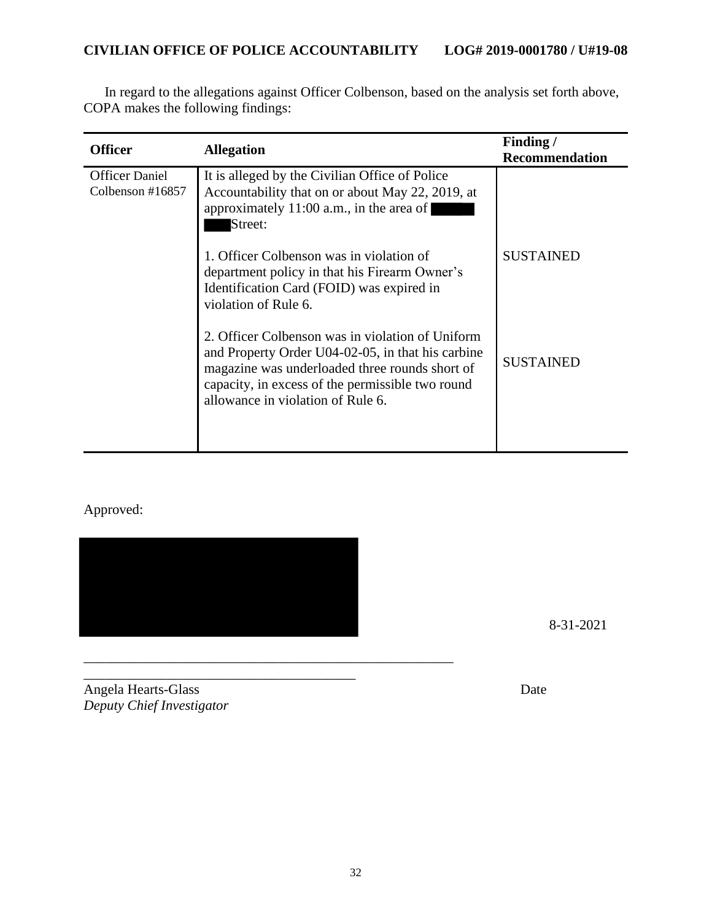In regard to the allegations against Officer Colbenson, based on the analysis set forth above, COPA makes the following findings:

| Officer | Allegation | Finding / Recommendation |
|---|---|---|
| Officer Daniel Colbenson #16857 | It is alleged by the Civilian Office of Police Accountability that on or about May 22, 2019, at approximately 11:00 a.m., in the area of ████ ███ Street: | |
| | 1. Officer Colbenson was in violation of department policy in that his Firearm Owner's Identification Card (FOID) was expired in violation of Rule 6. | SUSTAINED |
| | 2. Officer Colbenson was in violation of Uniform and Property Order U04-02-05, in that his carbine magazine was underloaded three rounds short of capacity, in excess of the permissible two round allowance in violation of Rule 6. | SUSTAINED |

Approved:

████████████████

8-31-2021

______________________________________________________

Angela Hearts-Glass
*Deputy Chief Investigator*

Date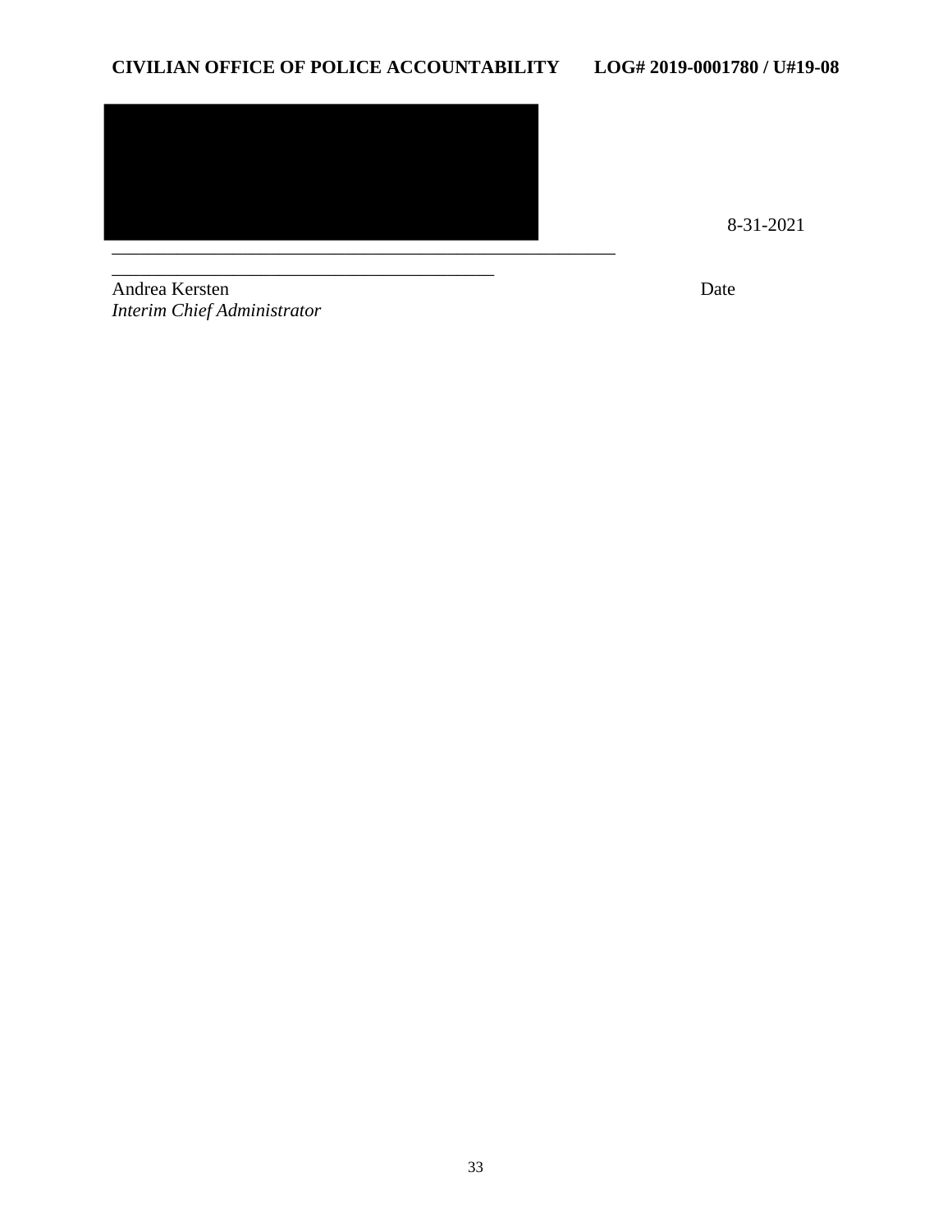8-31-2021

\_\_\_\_\_\_\_\_\_\_\_\_\_\_\_\_\_\_\_\_\_\_\_\_\_\_\_\_\_\_\_\_\_\_\_\_\_\_\_\_

Andrea Kersten
*Interim Chief Administrator*

Date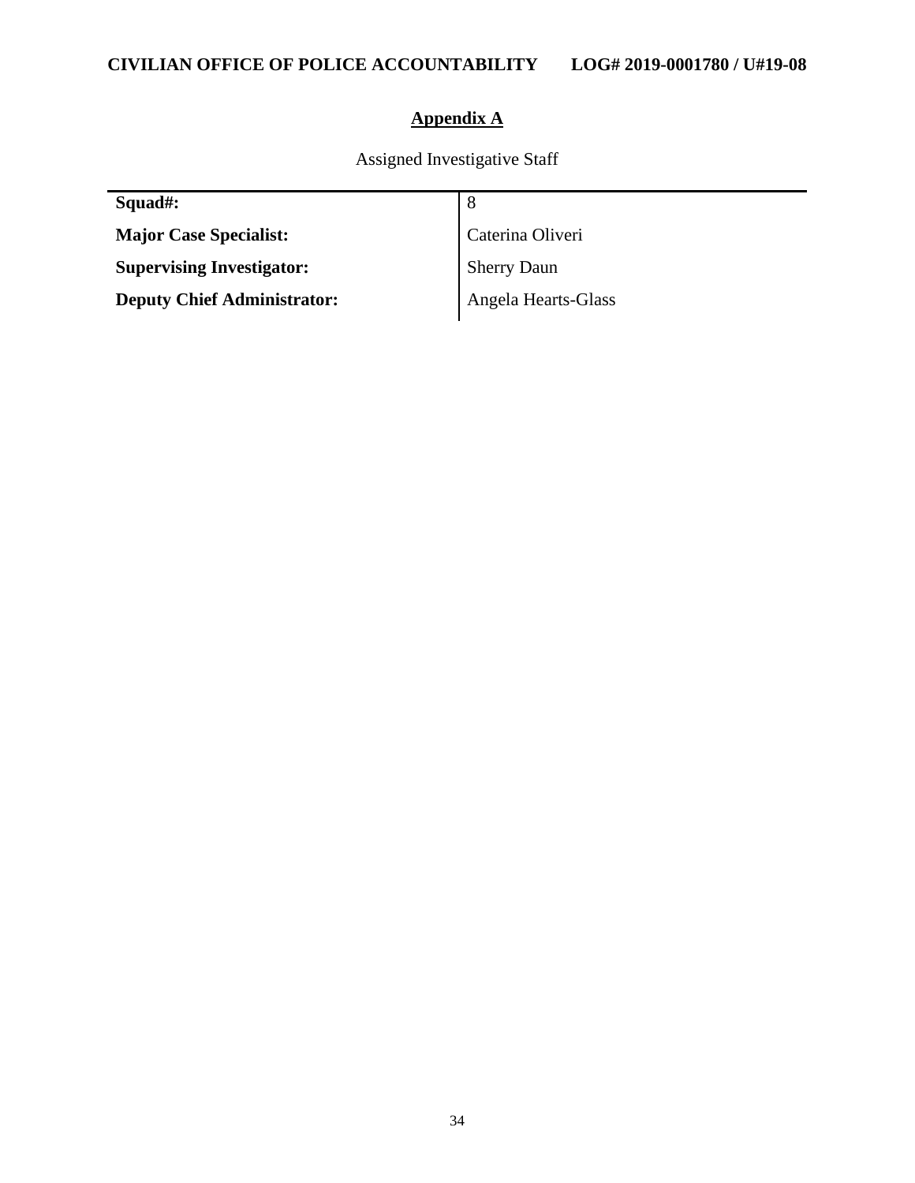## Appendix A

Assigned Investigative Staff

| | |
|---|---|
| **Squad#:** | 8 |
| **Major Case Specialist:** | Caterina Oliveri |
| **Supervising Investigator:** | Sherry Daun |
| **Deputy Chief Administrator:** | Angela Hearts-Glass |